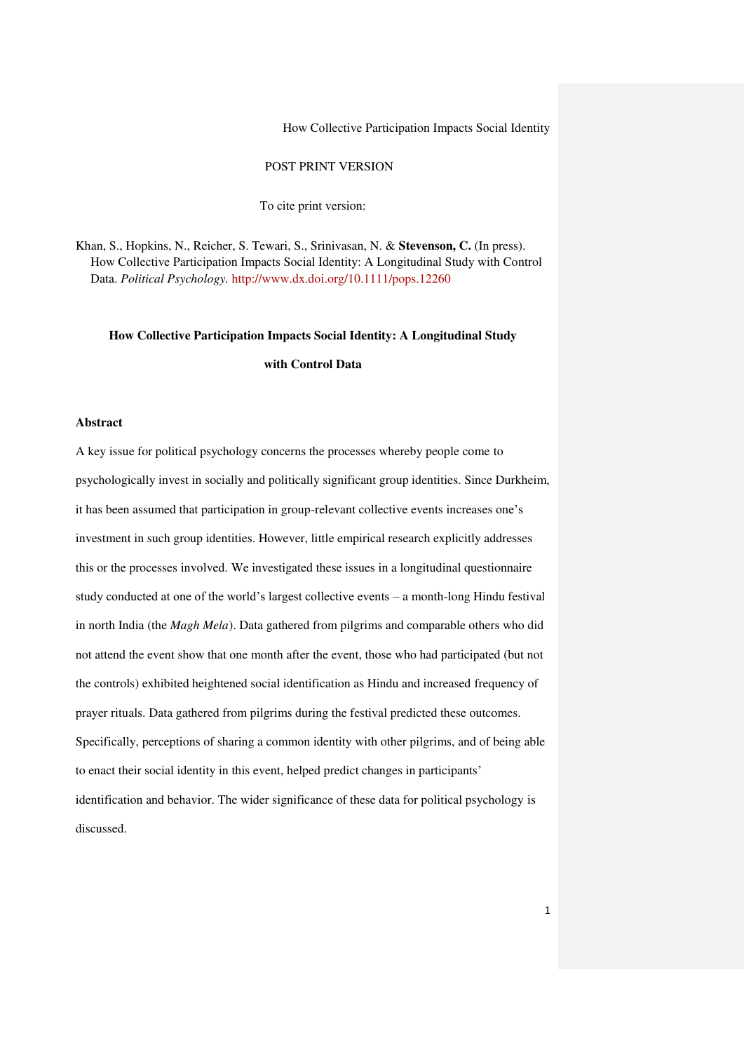How Collective Participation Impacts Social Identity

POST PRINT VERSION

To cite print version:

Khan, S., Hopkins, N., Reicher, S. Tewari, S., Srinivasan, N. & **Stevenson, C.** (In press). How Collective Participation Impacts Social Identity: A Longitudinal Study with Control Data. *Political Psychology.* http://www.dx.doi.org/10.1111/pops.12260

# How Collective Participation Impacts Social Identity: A Longitudinal Study with Control Data

## Abstract

A key issue for political psychology concerns the processes whereby people come to psychologically invest in socially and politically significant group identities. Since Durkheim, it has been assumed that participation in group-relevant collective events increases one's investment in such group identities. However, little empirical research explicitly addresses this or the processes involved. We investigated these issues in a longitudinal questionnaire study conducted at one of the world's largest collective events – a month-long Hindu festival in north India (the *Magh Mela*). Data gathered from pilgrims and comparable others who did not attend the event show that one month after the event, those who had participated (but not the controls) exhibited heightened social identification as Hindu and increased frequency of prayer rituals. Data gathered from pilgrims during the festival predicted these outcomes. Specifically, perceptions of sharing a common identity with other pilgrims, and of being able to enact their social identity in this event, helped predict changes in participants' identification and behavior. The wider significance of these data for political psychology is discussed.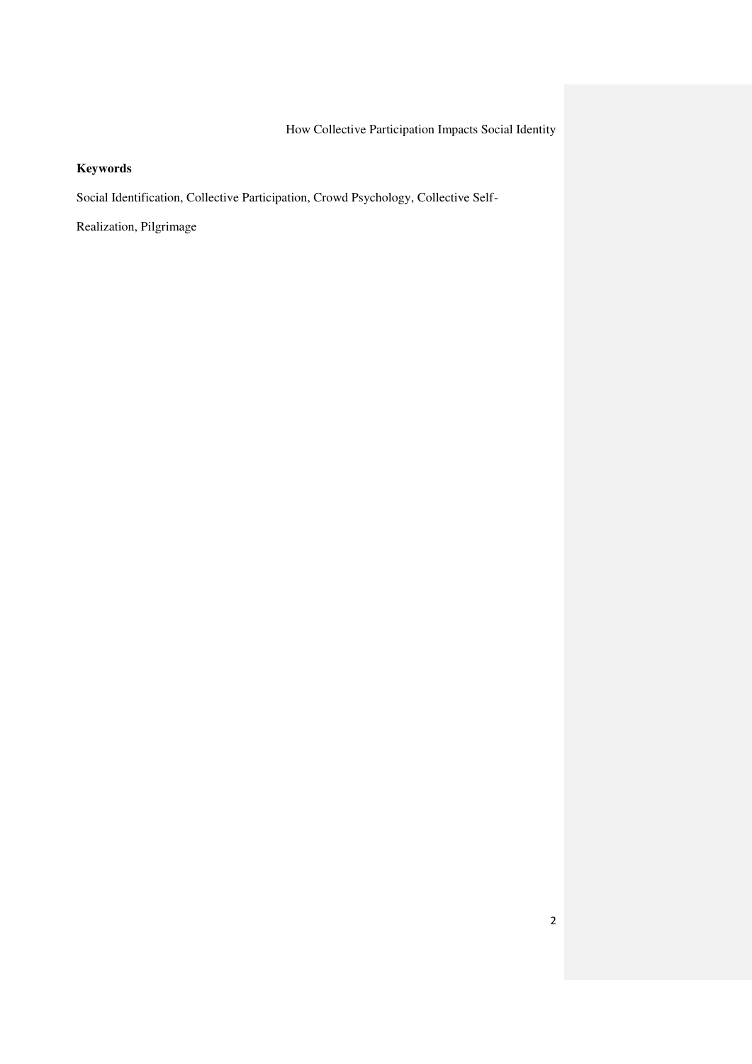**Keywords**

Social Identification, Collective Participation, Crowd Psychology, Collective Self-Realization, Pilgrimage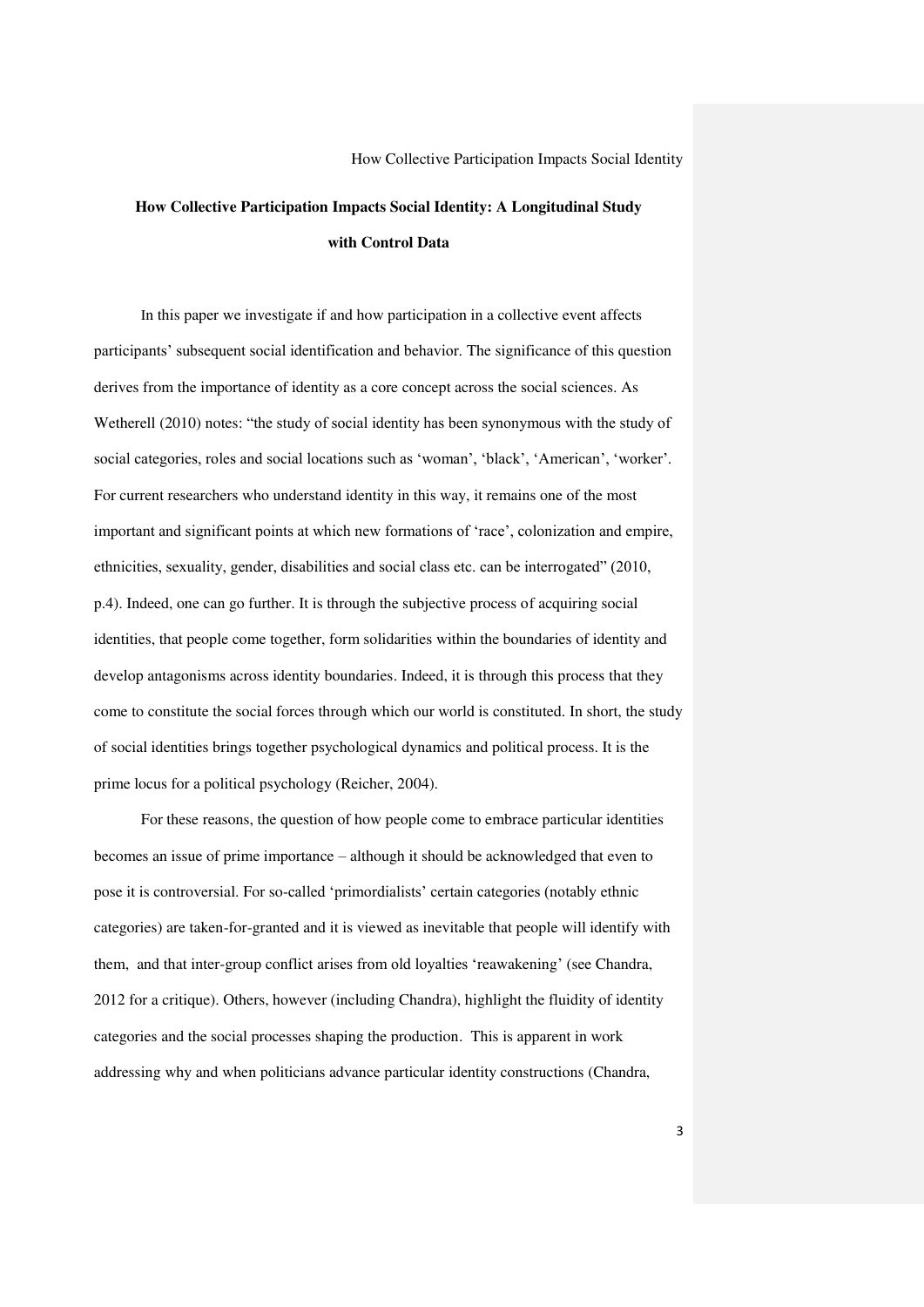# How Collective Participation Impacts Social Identity: A Longitudinal Study with Control Data

In this paper we investigate if and how participation in a collective event affects participants' subsequent social identification and behavior. The significance of this question derives from the importance of identity as a core concept across the social sciences. As Wetherell (2010) notes: "the study of social identity has been synonymous with the study of social categories, roles and social locations such as 'woman', 'black', 'American', 'worker'. For current researchers who understand identity in this way, it remains one of the most important and significant points at which new formations of 'race', colonization and empire, ethnicities, sexuality, gender, disabilities and social class etc. can be interrogated" (2010, p.4). Indeed, one can go further. It is through the subjective process of acquiring social identities, that people come together, form solidarities within the boundaries of identity and develop antagonisms across identity boundaries. Indeed, it is through this process that they come to constitute the social forces through which our world is constituted. In short, the study of social identities brings together psychological dynamics and political process. It is the prime locus for a political psychology (Reicher, 2004).

For these reasons, the question of how people come to embrace particular identities becomes an issue of prime importance – although it should be acknowledged that even to pose it is controversial. For so-called 'primordialists' certain categories (notably ethnic categories) are taken-for-granted and it is viewed as inevitable that people will identify with them, and that inter-group conflict arises from old loyalties 'reawakening' (see Chandra, 2012 for a critique). Others, however (including Chandra), highlight the fluidity of identity categories and the social processes shaping the production. This is apparent in work addressing why and when politicians advance particular identity constructions (Chandra,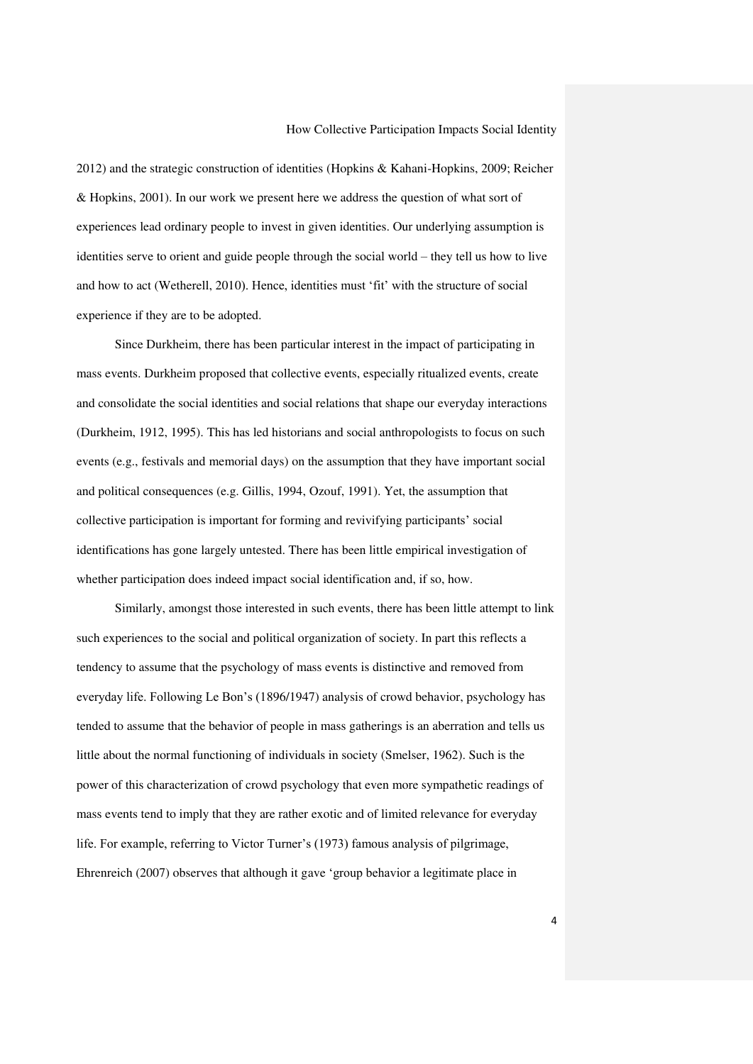2012) and the strategic construction of identities (Hopkins & Kahani-Hopkins, 2009; Reicher & Hopkins, 2001). In our work we present here we address the question of what sort of experiences lead ordinary people to invest in given identities. Our underlying assumption is identities serve to orient and guide people through the social world – they tell us how to live and how to act (Wetherell, 2010). Hence, identities must 'fit' with the structure of social experience if they are to be adopted.

Since Durkheim, there has been particular interest in the impact of participating in mass events. Durkheim proposed that collective events, especially ritualized events, create and consolidate the social identities and social relations that shape our everyday interactions (Durkheim, 1912, 1995). This has led historians and social anthropologists to focus on such events (e.g., festivals and memorial days) on the assumption that they have important social and political consequences (e.g. Gillis, 1994, Ozouf, 1991). Yet, the assumption that collective participation is important for forming and revivifying participants' social identifications has gone largely untested. There has been little empirical investigation of whether participation does indeed impact social identification and, if so, how.

Similarly, amongst those interested in such events, there has been little attempt to link such experiences to the social and political organization of society. In part this reflects a tendency to assume that the psychology of mass events is distinctive and removed from everyday life. Following Le Bon's (1896/1947) analysis of crowd behavior, psychology has tended to assume that the behavior of people in mass gatherings is an aberration and tells us little about the normal functioning of individuals in society (Smelser, 1962). Such is the power of this characterization of crowd psychology that even more sympathetic readings of mass events tend to imply that they are rather exotic and of limited relevance for everyday life. For example, referring to Victor Turner's (1973) famous analysis of pilgrimage, Ehrenreich (2007) observes that although it gave 'group behavior a legitimate place in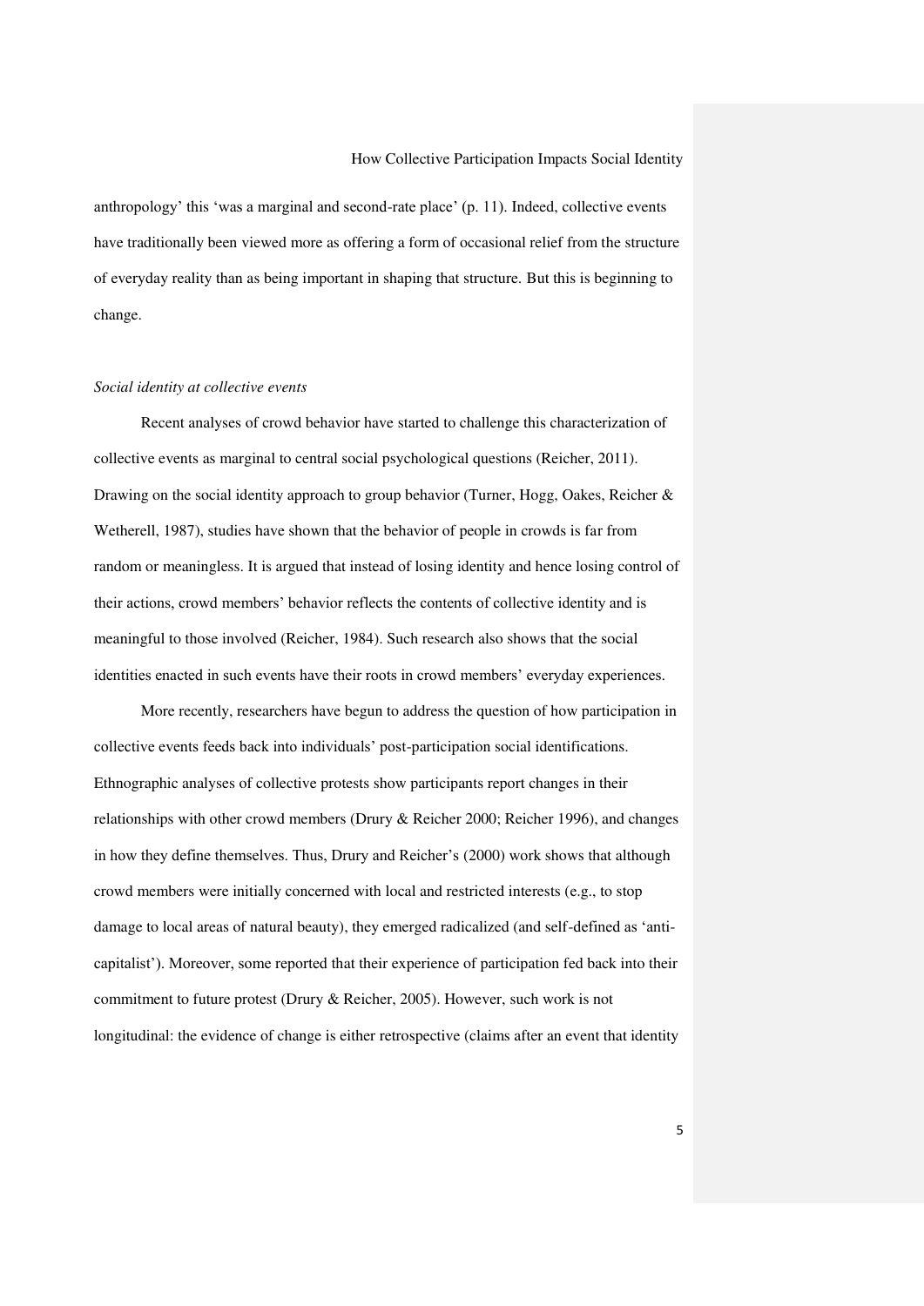anthropology' this 'was a marginal and second-rate place' (p. 11). Indeed, collective events have traditionally been viewed more as offering a form of occasional relief from the structure of everyday reality than as being important in shaping that structure. But this is beginning to change.

*Social identity at collective events*

Recent analyses of crowd behavior have started to challenge this characterization of collective events as marginal to central social psychological questions (Reicher, 2011). Drawing on the social identity approach to group behavior (Turner, Hogg, Oakes, Reicher & Wetherell, 1987), studies have shown that the behavior of people in crowds is far from random or meaningless. It is argued that instead of losing identity and hence losing control of their actions, crowd members' behavior reflects the contents of collective identity and is meaningful to those involved (Reicher, 1984). Such research also shows that the social identities enacted in such events have their roots in crowd members' everyday experiences.

More recently, researchers have begun to address the question of how participation in collective events feeds back into individuals' post-participation social identifications. Ethnographic analyses of collective protests show participants report changes in their relationships with other crowd members (Drury & Reicher 2000; Reicher 1996), and changes in how they define themselves. Thus, Drury and Reicher's (2000) work shows that although crowd members were initially concerned with local and restricted interests (e.g., to stop damage to local areas of natural beauty), they emerged radicalized (and self-defined as 'anti-capitalist'). Moreover, some reported that their experience of participation fed back into their commitment to future protest (Drury & Reicher, 2005). However, such work is not longitudinal: the evidence of change is either retrospective (claims after an event that identity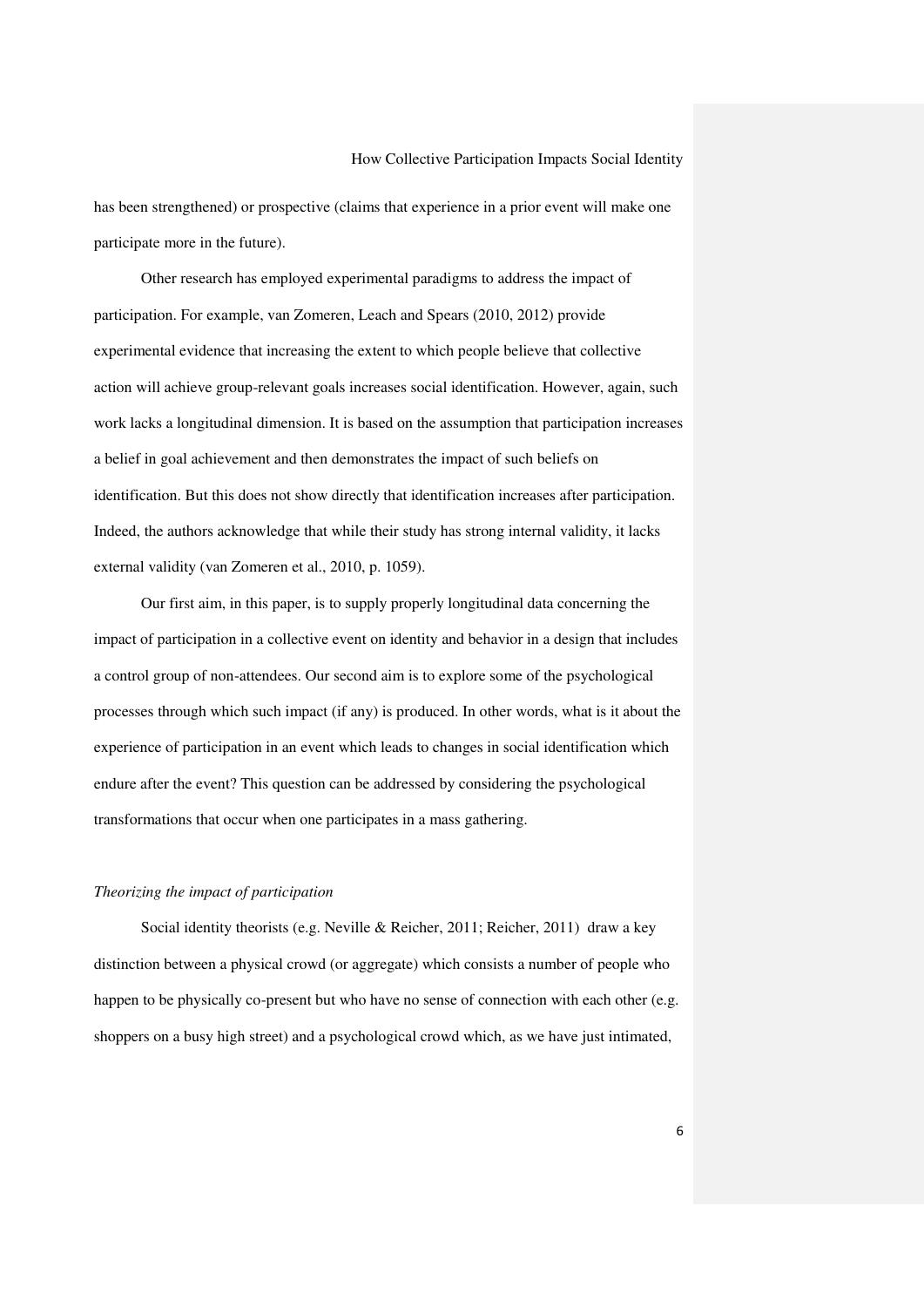has been strengthened) or prospective (claims that experience in a prior event will make one participate more in the future).

Other research has employed experimental paradigms to address the impact of participation. For example, van Zomeren, Leach and Spears (2010, 2012) provide experimental evidence that increasing the extent to which people believe that collective action will achieve group-relevant goals increases social identification. However, again, such work lacks a longitudinal dimension. It is based on the assumption that participation increases a belief in goal achievement and then demonstrates the impact of such beliefs on identification. But this does not show directly that identification increases after participation. Indeed, the authors acknowledge that while their study has strong internal validity, it lacks external validity (van Zomeren et al., 2010, p. 1059).

Our first aim, in this paper, is to supply properly longitudinal data concerning the impact of participation in a collective event on identity and behavior in a design that includes a control group of non-attendees. Our second aim is to explore some of the psychological processes through which such impact (if any) is produced. In other words, what is it about the experience of participation in an event which leads to changes in social identification which endure after the event? This question can be addressed by considering the psychological transformations that occur when one participates in a mass gathering.

*Theorizing the impact of participation*

Social identity theorists (e.g. Neville & Reicher, 2011; Reicher, 2011) draw a key distinction between a physical crowd (or aggregate) which consists a number of people who happen to be physically co-present but who have no sense of connection with each other (e.g. shoppers on a busy high street) and a psychological crowd which, as we have just intimated,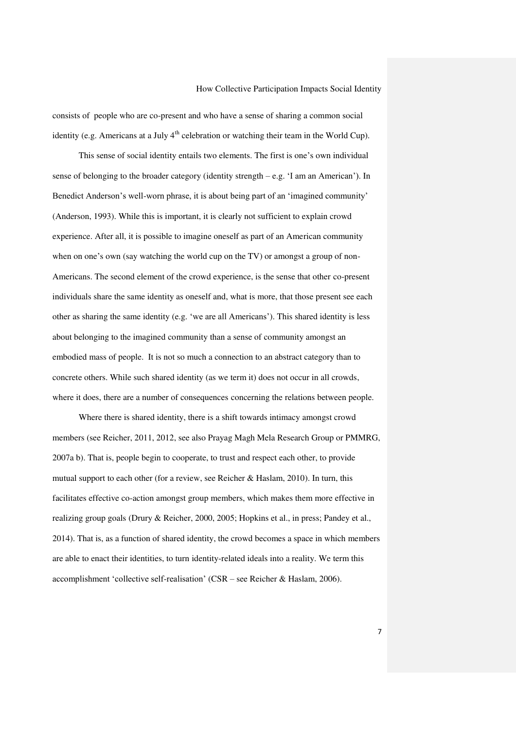consists of people who are co-present and who have a sense of sharing a common social identity (e.g. Americans at a July 4$^{th}$ celebration or watching their team in the World Cup).

This sense of social identity entails two elements. The first is one's own individual sense of belonging to the broader category (identity strength – e.g. 'I am an American'). In Benedict Anderson's well-worn phrase, it is about being part of an 'imagined community' (Anderson, 1993). While this is important, it is clearly not sufficient to explain crowd experience. After all, it is possible to imagine oneself as part of an American community when on one's own (say watching the world cup on the TV) or amongst a group of non-Americans. The second element of the crowd experience, is the sense that other co-present individuals share the same identity as oneself and, what is more, that those present see each other as sharing the same identity (e.g. 'we are all Americans'). This shared identity is less about belonging to the imagined community than a sense of community amongst an embodied mass of people. It is not so much a connection to an abstract category than to concrete others. While such shared identity (as we term it) does not occur in all crowds, where it does, there are a number of consequences concerning the relations between people.

Where there is shared identity, there is a shift towards intimacy amongst crowd members (see Reicher, 2011, 2012, see also Prayag Magh Mela Research Group or PMMRG, 2007a b). That is, people begin to cooperate, to trust and respect each other, to provide mutual support to each other (for a review, see Reicher & Haslam, 2010). In turn, this facilitates effective co-action amongst group members, which makes them more effective in realizing group goals (Drury & Reicher, 2000, 2005; Hopkins et al., in press; Pandey et al., 2014). That is, as a function of shared identity, the crowd becomes a space in which members are able to enact their identities, to turn identity-related ideals into a reality. We term this accomplishment 'collective self-realisation' (CSR – see Reicher & Haslam, 2006).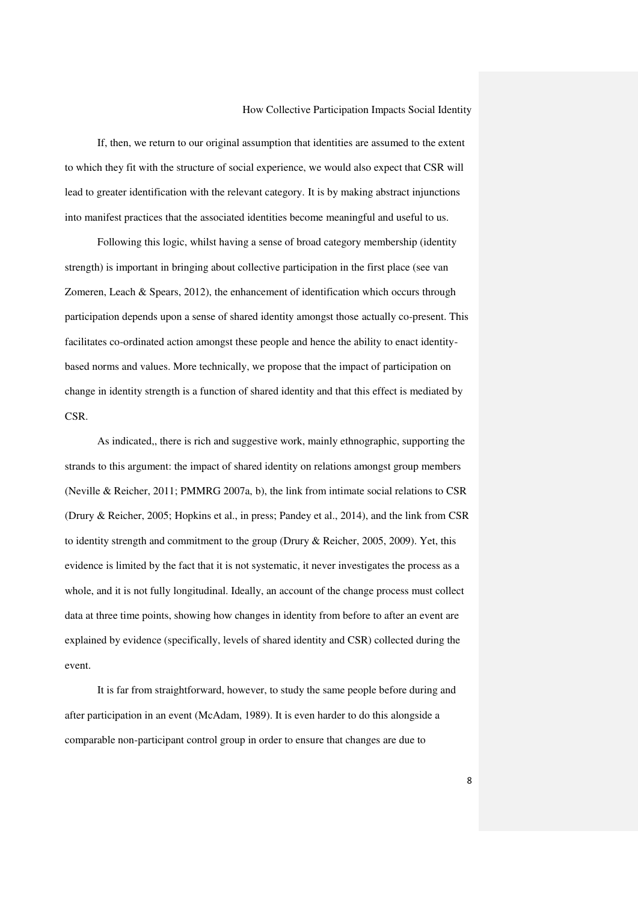If, then, we return to our original assumption that identities are assumed to the extent to which they fit with the structure of social experience, we would also expect that CSR will lead to greater identification with the relevant category. It is by making abstract injunctions into manifest practices that the associated identities become meaningful and useful to us.

Following this logic, whilst having a sense of broad category membership (identity strength) is important in bringing about collective participation in the first place (see van Zomeren, Leach & Spears, 2012), the enhancement of identification which occurs through participation depends upon a sense of shared identity amongst those actually co-present. This facilitates co-ordinated action amongst these people and hence the ability to enact identity-based norms and values. More technically, we propose that the impact of participation on change in identity strength is a function of shared identity and that this effect is mediated by CSR.

As indicated,, there is rich and suggestive work, mainly ethnographic, supporting the strands to this argument: the impact of shared identity on relations amongst group members (Neville & Reicher, 2011; PMMRG 2007a, b), the link from intimate social relations to CSR (Drury & Reicher, 2005; Hopkins et al., in press; Pandey et al., 2014), and the link from CSR to identity strength and commitment to the group (Drury & Reicher, 2005, 2009). Yet, this evidence is limited by the fact that it is not systematic, it never investigates the process as a whole, and it is not fully longitudinal. Ideally, an account of the change process must collect data at three time points, showing how changes in identity from before to after an event are explained by evidence (specifically, levels of shared identity and CSR) collected during the event.

It is far from straightforward, however, to study the same people before during and after participation in an event (McAdam, 1989). It is even harder to do this alongside a comparable non-participant control group in order to ensure that changes are due to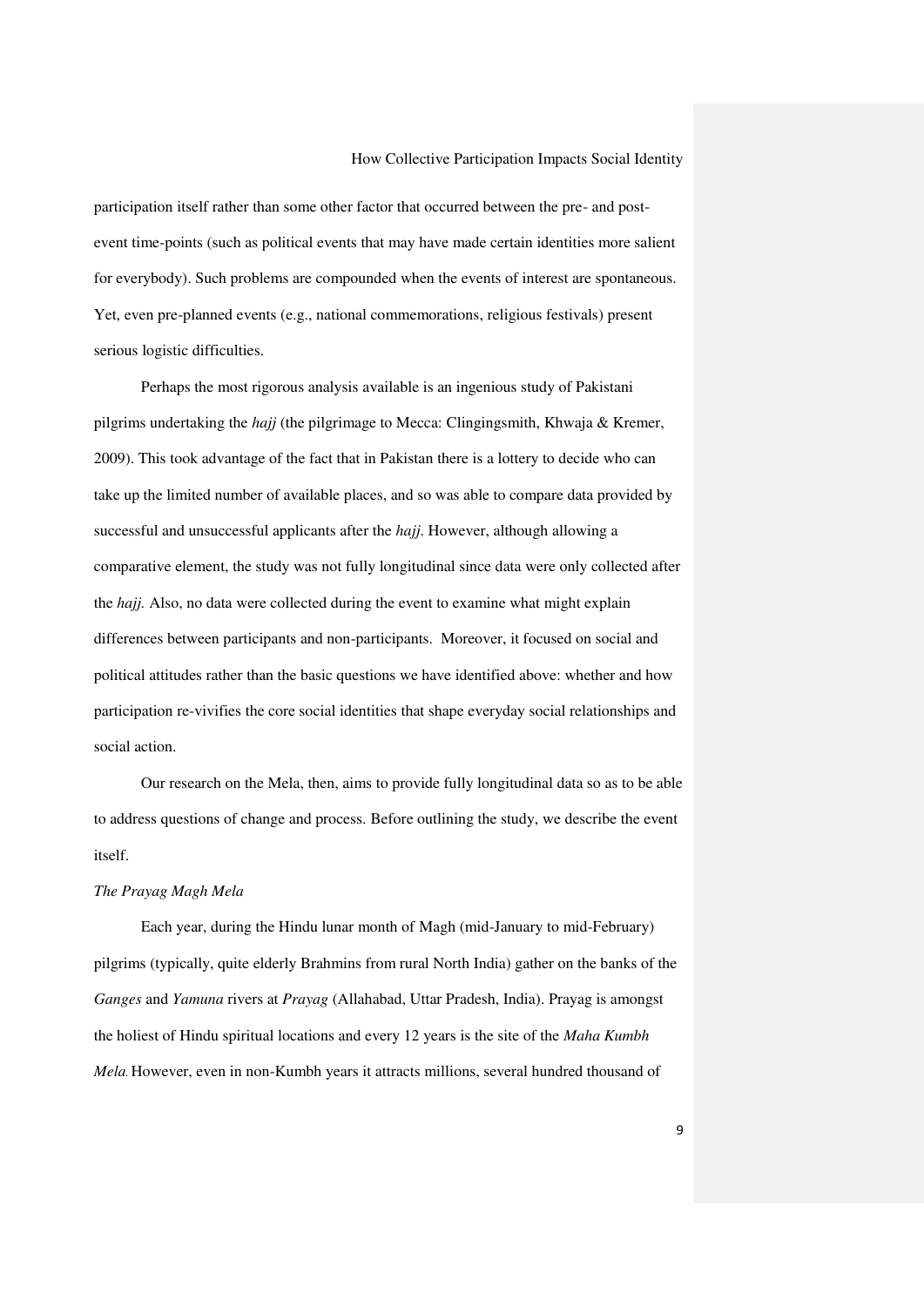participation itself rather than some other factor that occurred between the pre- and post-event time-points (such as political events that may have made certain identities more salient for everybody). Such problems are compounded when the events of interest are spontaneous. Yet, even pre-planned events (e.g., national commemorations, religious festivals) present serious logistic difficulties.

Perhaps the most rigorous analysis available is an ingenious study of Pakistani pilgrims undertaking the *hajj* (the pilgrimage to Mecca: Clingingsmith, Khwaja & Kremer, 2009). This took advantage of the fact that in Pakistan there is a lottery to decide who can take up the limited number of available places, and so was able to compare data provided by successful and unsuccessful applicants after the *hajj*. However, although allowing a comparative element, the study was not fully longitudinal since data were only collected after the *hajj.* Also, no data were collected during the event to examine what might explain differences between participants and non-participants. Moreover, it focused on social and political attitudes rather than the basic questions we have identified above: whether and how participation re-vivifies the core social identities that shape everyday social relationships and social action.

Our research on the Mela, then, aims to provide fully longitudinal data so as to be able to address questions of change and process. Before outlining the study, we describe the event itself.

*The Prayag Magh Mela*

Each year, during the Hindu lunar month of Magh (mid-January to mid-February) pilgrims (typically, quite elderly Brahmins from rural North India) gather on the banks of the *Ganges* and *Yamuna* rivers at *Prayag* (Allahabad, Uttar Pradesh, India). Prayag is amongst the holiest of Hindu spiritual locations and every 12 years is the site of the *Maha Kumbh Mela.* However, even in non-Kumbh years it attracts millions, several hundred thousand of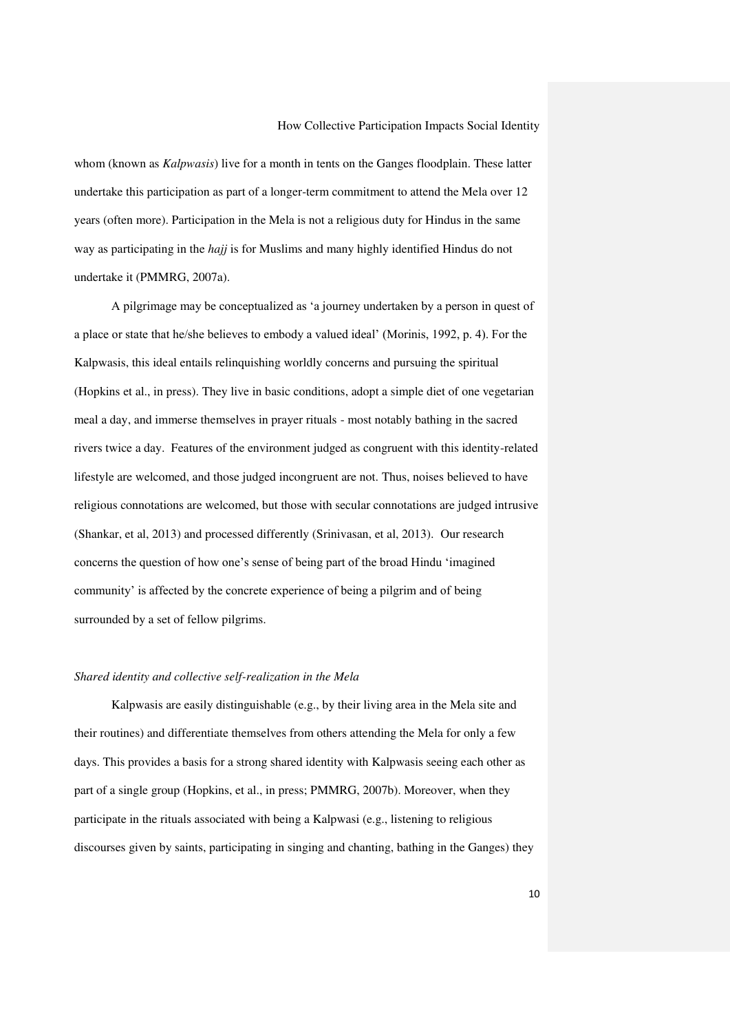whom (known as *Kalpwasis*) live for a month in tents on the Ganges floodplain. These latter undertake this participation as part of a longer-term commitment to attend the Mela over 12 years (often more). Participation in the Mela is not a religious duty for Hindus in the same way as participating in the *hajj* is for Muslims and many highly identified Hindus do not undertake it (PMMRG, 2007a).

A pilgrimage may be conceptualized as 'a journey undertaken by a person in quest of a place or state that he/she believes to embody a valued ideal' (Morinis, 1992, p. 4). For the Kalpwasis, this ideal entails relinquishing worldly concerns and pursuing the spiritual (Hopkins et al., in press). They live in basic conditions, adopt a simple diet of one vegetarian meal a day, and immerse themselves in prayer rituals - most notably bathing in the sacred rivers twice a day. Features of the environment judged as congruent with this identity-related lifestyle are welcomed, and those judged incongruent are not. Thus, noises believed to have religious connotations are welcomed, but those with secular connotations are judged intrusive (Shankar, et al, 2013) and processed differently (Srinivasan, et al, 2013). Our research concerns the question of how one's sense of being part of the broad Hindu 'imagined community' is affected by the concrete experience of being a pilgrim and of being surrounded by a set of fellow pilgrims.

### *Shared identity and collective self-realization in the Mela*

Kalpwasis are easily distinguishable (e.g., by their living area in the Mela site and their routines) and differentiate themselves from others attending the Mela for only a few days. This provides a basis for a strong shared identity with Kalpwasis seeing each other as part of a single group (Hopkins, et al., in press; PMMRG, 2007b). Moreover, when they participate in the rituals associated with being a Kalpwasi (e.g., listening to religious discourses given by saints, participating in singing and chanting, bathing in the Ganges) they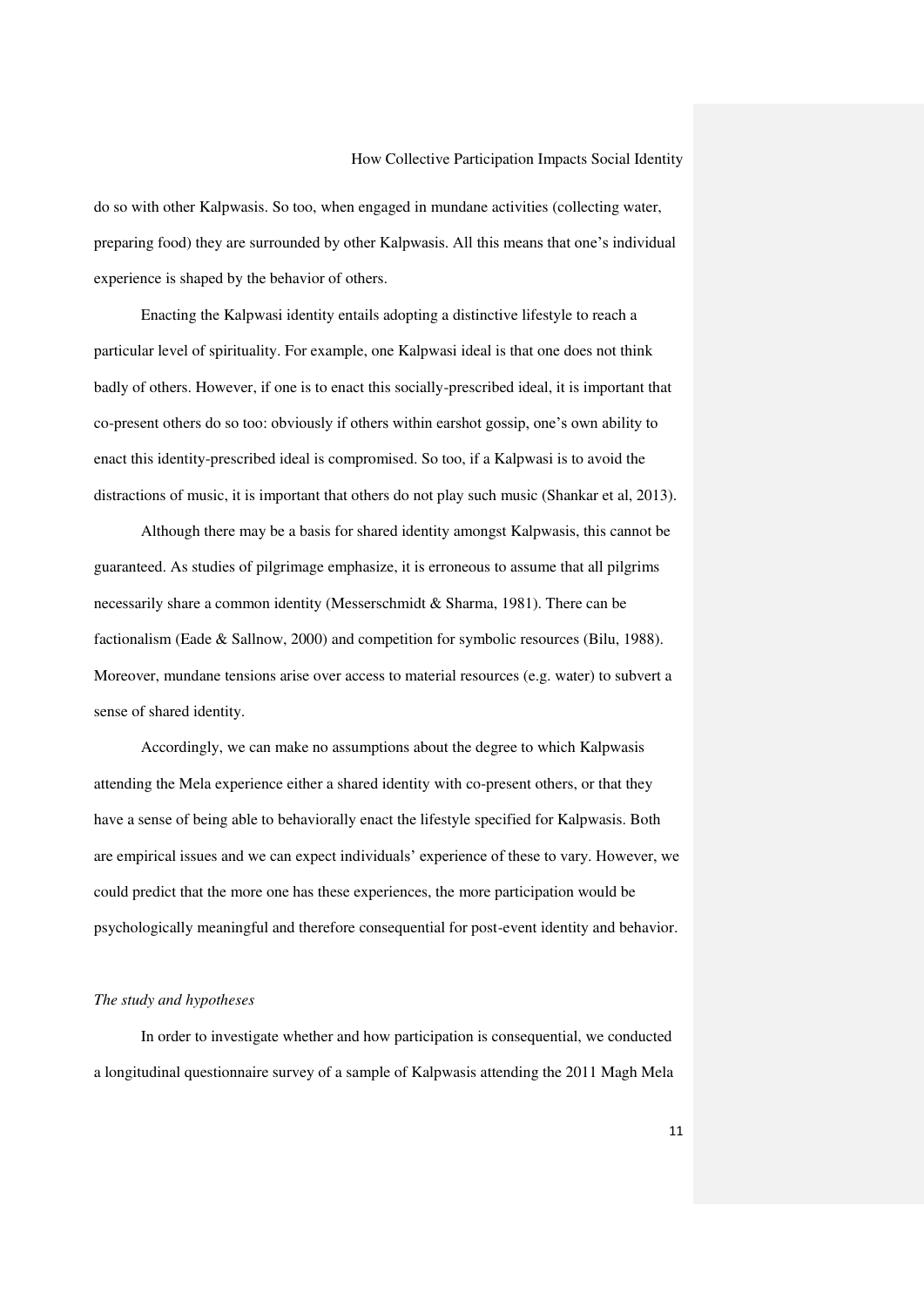do so with other Kalpwasis. So too, when engaged in mundane activities (collecting water, preparing food) they are surrounded by other Kalpwasis. All this means that one's individual experience is shaped by the behavior of others.

Enacting the Kalpwasi identity entails adopting a distinctive lifestyle to reach a particular level of spirituality. For example, one Kalpwasi ideal is that one does not think badly of others. However, if one is to enact this socially-prescribed ideal, it is important that co-present others do so too: obviously if others within earshot gossip, one's own ability to enact this identity-prescribed ideal is compromised. So too, if a Kalpwasi is to avoid the distractions of music, it is important that others do not play such music (Shankar et al, 2013).

Although there may be a basis for shared identity amongst Kalpwasis, this cannot be guaranteed. As studies of pilgrimage emphasize, it is erroneous to assume that all pilgrims necessarily share a common identity (Messerschmidt & Sharma, 1981). There can be factionalism (Eade & Sallnow, 2000) and competition for symbolic resources (Bilu, 1988). Moreover, mundane tensions arise over access to material resources (e.g. water) to subvert a sense of shared identity.

Accordingly, we can make no assumptions about the degree to which Kalpwasis attending the Mela experience either a shared identity with co-present others, or that they have a sense of being able to behaviorally enact the lifestyle specified for Kalpwasis. Both are empirical issues and we can expect individuals' experience of these to vary. However, we could predict that the more one has these experiences, the more participation would be psychologically meaningful and therefore consequential for post-event identity and behavior.

*The study and hypotheses*

In order to investigate whether and how participation is consequential, we conducted a longitudinal questionnaire survey of a sample of Kalpwasis attending the 2011 Magh Mela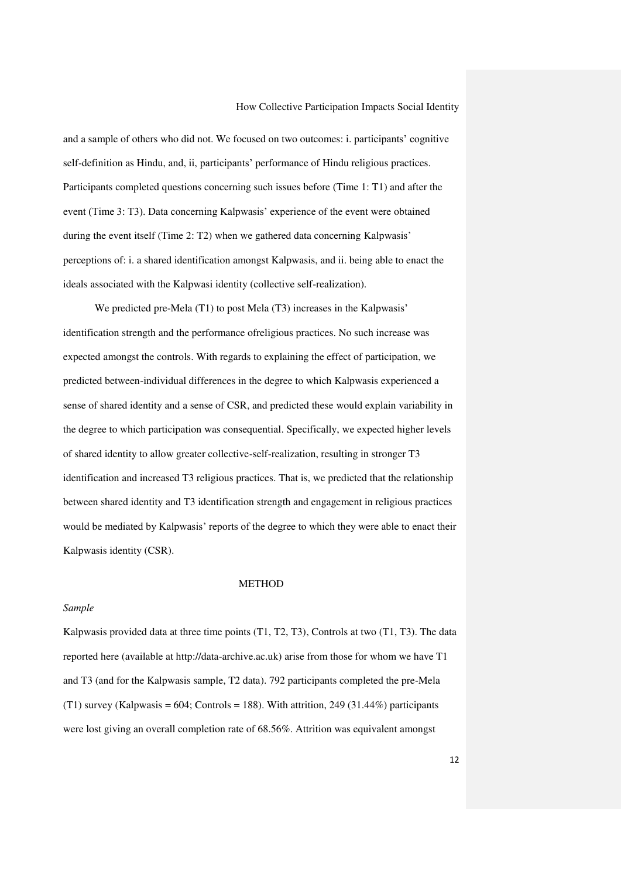and a sample of others who did not. We focused on two outcomes: i. participants' cognitive self-definition as Hindu, and, ii, participants' performance of Hindu religious practices. Participants completed questions concerning such issues before (Time 1: T1) and after the event (Time 3: T3). Data concerning Kalpwasis' experience of the event were obtained during the event itself (Time 2: T2) when we gathered data concerning Kalpwasis' perceptions of: i. a shared identification amongst Kalpwasis, and ii. being able to enact the ideals associated with the Kalpwasi identity (collective self-realization).

We predicted pre-Mela (T1) to post Mela (T3) increases in the Kalpwasis' identification strength and the performance ofreligious practices. No such increase was expected amongst the controls. With regards to explaining the effect of participation, we predicted between-individual differences in the degree to which Kalpwasis experienced a sense of shared identity and a sense of CSR, and predicted these would explain variability in the degree to which participation was consequential. Specifically, we expected higher levels of shared identity to allow greater collective-self-realization, resulting in stronger T3 identification and increased T3 religious practices. That is, we predicted that the relationship between shared identity and T3 identification strength and engagement in religious practices would be mediated by Kalpwasis' reports of the degree to which they were able to enact their Kalpwasis identity (CSR).

## METHOD

*Sample*

Kalpwasis provided data at three time points (T1, T2, T3), Controls at two (T1, T3). The data reported here (available at http://data-archive.ac.uk) arise from those for whom we have T1 and T3 (and for the Kalpwasis sample, T2 data). 792 participants completed the pre-Mela (T1) survey (Kalpwasis = 604; Controls = 188). With attrition, 249 (31.44%) participants were lost giving an overall completion rate of 68.56%. Attrition was equivalent amongst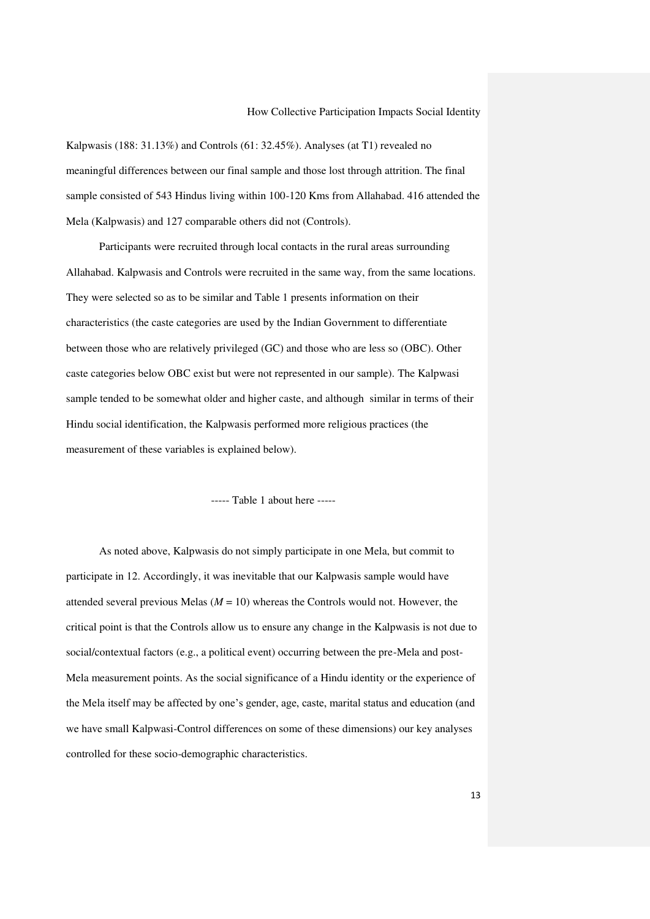Kalpwasis (188: 31.13%) and Controls (61: 32.45%). Analyses (at T1) revealed no meaningful differences between our final sample and those lost through attrition. The final sample consisted of 543 Hindus living within 100-120 Kms from Allahabad. 416 attended the Mela (Kalpwasis) and 127 comparable others did not (Controls).

Participants were recruited through local contacts in the rural areas surrounding Allahabad. Kalpwasis and Controls were recruited in the same way, from the same locations. They were selected so as to be similar and Table 1 presents information on their characteristics (the caste categories are used by the Indian Government to differentiate between those who are relatively privileged (GC) and those who are less so (OBC). Other caste categories below OBC exist but were not represented in our sample). The Kalpwasi sample tended to be somewhat older and higher caste, and although similar in terms of their Hindu social identification, the Kalpwasis performed more religious practices (the measurement of these variables is explained below).

----- Table 1 about here -----

As noted above, Kalpwasis do not simply participate in one Mela, but commit to participate in 12. Accordingly, it was inevitable that our Kalpwasis sample would have attended several previous Melas ($M = 10$) whereas the Controls would not. However, the critical point is that the Controls allow us to ensure any change in the Kalpwasis is not due to social/contextual factors (e.g., a political event) occurring between the pre-Mela and post-Mela measurement points. As the social significance of a Hindu identity or the experience of the Mela itself may be affected by one's gender, age, caste, marital status and education (and we have small Kalpwasi-Control differences on some of these dimensions) our key analyses controlled for these socio-demographic characteristics.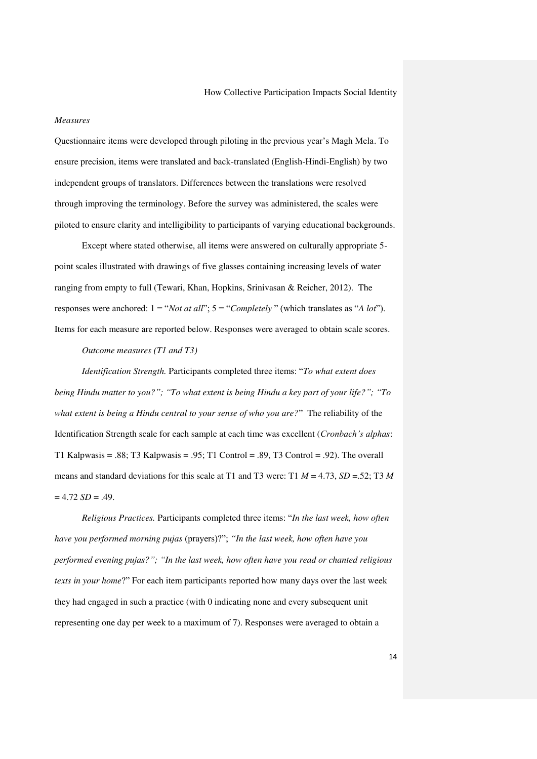*Measures*

Questionnaire items were developed through piloting in the previous year's Magh Mela. To ensure precision, items were translated and back-translated (English-Hindi-English) by two independent groups of translators. Differences between the translations were resolved through improving the terminology. Before the survey was administered, the scales were piloted to ensure clarity and intelligibility to participants of varying educational backgrounds.

Except where stated otherwise, all items were answered on culturally appropriate 5-point scales illustrated with drawings of five glasses containing increasing levels of water ranging from empty to full (Tewari, Khan, Hopkins, Srinivasan & Reicher, 2012). The responses were anchored: 1 = "*Not at all*"; 5 = "*Completely* " (which translates as "*A lot*"). Items for each measure are reported below. Responses were averaged to obtain scale scores.

*Outcome measures (T1 and T3)*

*Identification Strength.* Participants completed three items: "*To what extent does being Hindu matter to you?"; "To what extent is being Hindu a key part of your life?"; "To what extent is being a Hindu central to your sense of who you are?*" The reliability of the Identification Strength scale for each sample at each time was excellent (*Cronbach's alphas*: T1 Kalpwasis = .88; T3 Kalpwasis = .95; T1 Control = .89, T3 Control = .92). The overall means and standard deviations for this scale at T1 and T3 were: T1 $M$ = 4.73, $SD$ =.52; T3 $M$ = 4.72 $SD$ = .49.

*Religious Practices.* Participants completed three items: "*In the last week, how often have you performed morning pujas* (prayers)?"; *"In the last week, how often have you performed evening pujas?"; "In the last week, how often have you read or chanted religious texts in your home*?" For each item participants reported how many days over the last week they had engaged in such a practice (with 0 indicating none and every subsequent unit representing one day per week to a maximum of 7). Responses were averaged to obtain a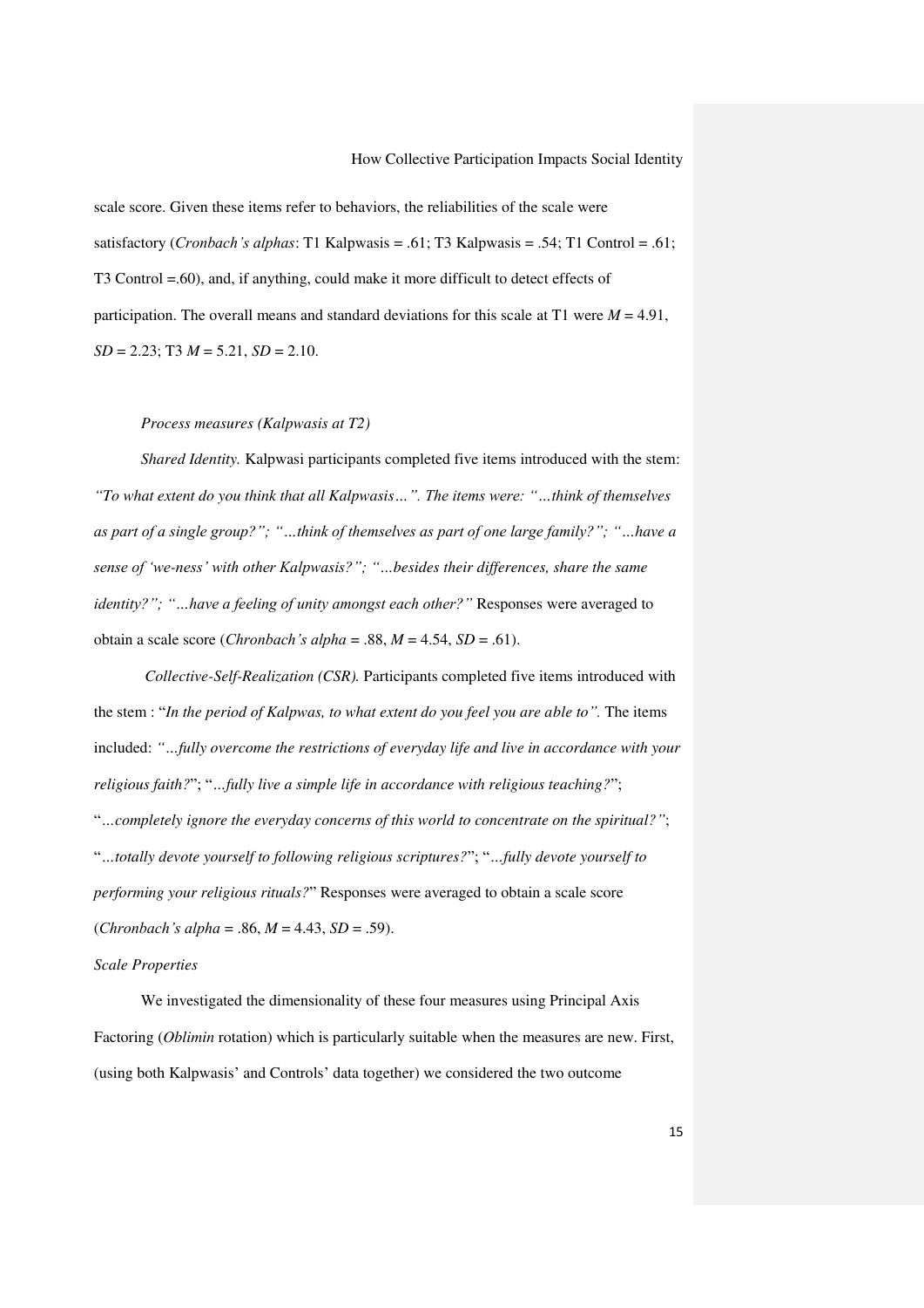scale score. Given these items refer to behaviors, the reliabilities of the scale were satisfactory (*Cronbach's alphas*: T1 Kalpwasis = .61; T3 Kalpwasis = .54; T1 Control = .61; T3 Control =.60), and, if anything, could make it more difficult to detect effects of participation. The overall means and standard deviations for this scale at T1 were $M$ = 4.91, $SD$ = 2.23; T3 $M$ = 5.21, $SD$ = 2.10.

*Process measures (Kalpwasis at T2)*

*Shared Identity.* Kalpwasi participants completed five items introduced with the stem: *"To what extent do you think that all Kalpwasis…". The items were: "…think of themselves as part of a single group?"; "…think of themselves as part of one large family?"; "…have a sense of 'we-ness' with other Kalpwasis?"; "…besides their differences, share the same identity?"; "…have a feeling of unity amongst each other?"* Responses were averaged to obtain a scale score (*Chronbach's alpha* = .88, $M$ = 4.54, $SD$ = .61).

*Collective-Self-Realization (CSR).* Participants completed five items introduced with the stem : "*In the period of Kalpwas, to what extent do you feel you are able to".* The items included: *"…fully overcome the restrictions of everyday life and live in accordance with your religious faith?*"; "*…fully live a simple life in accordance with religious teaching?*"; "*…completely ignore the everyday concerns of this world to concentrate on the spiritual?"*; "*…totally devote yourself to following religious scriptures?*"; "*…fully devote yourself to performing your religious rituals?*" Responses were averaged to obtain a scale score (*Chronbach's alpha* = .86, $M$ = 4.43, $SD$ = .59).

*Scale Properties*

We investigated the dimensionality of these four measures using Principal Axis Factoring (*Oblimin* rotation) which is particularly suitable when the measures are new. First, (using both Kalpwasis' and Controls' data together) we considered the two outcome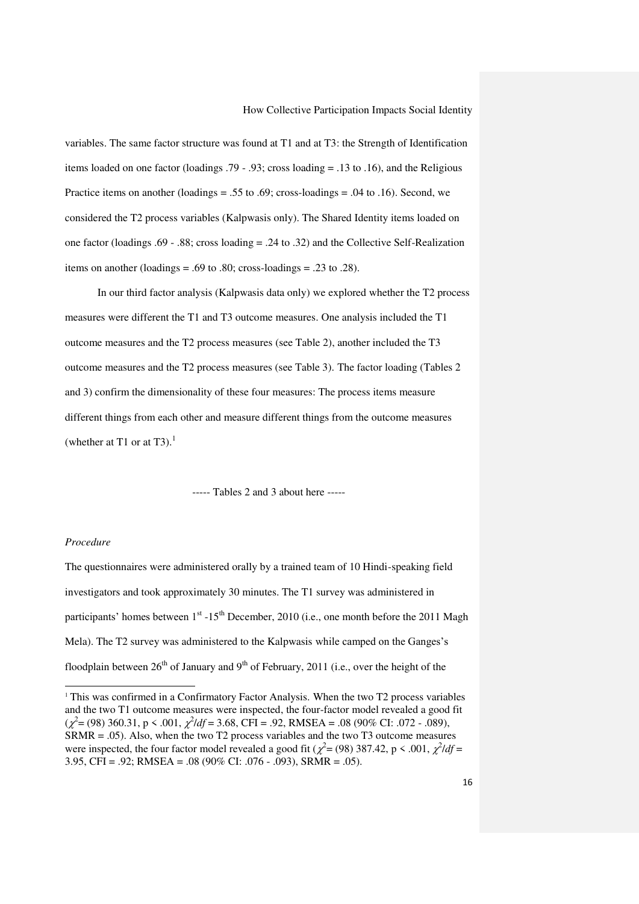variables. The same factor structure was found at T1 and at T3: the Strength of Identification items loaded on one factor (loadings .79 - .93; cross loading = .13 to .16), and the Religious Practice items on another (loadings = .55 to .69; cross-loadings = .04 to .16). Second, we considered the T2 process variables (Kalpwasis only). The Shared Identity items loaded on one factor (loadings .69 - .88; cross loading = .24 to .32) and the Collective Self-Realization items on another (loadings = .69 to .80; cross-loadings = .23 to .28).

In our third factor analysis (Kalpwasis data only) we explored whether the T2 process measures were different the T1 and T3 outcome measures. One analysis included the T1 outcome measures and the T2 process measures (see Table 2), another included the T3 outcome measures and the T2 process measures (see Table 3). The factor loading (Tables 2 and 3) confirm the dimensionality of these four measures: The process items measure different things from each other and measure different things from the outcome measures (whether at T1 or at T3).[1]

----- Tables 2 and 3 about here -----

*Procedure*

The questionnaires were administered orally by a trained team of 10 Hindi-speaking field investigators and took approximately 30 minutes. The T1 survey was administered in participants' homes between 1st -15th December, 2010 (i.e., one month before the 2011 Magh Mela). The T2 survey was administered to the Kalpwasis while camped on the Ganges's floodplain between 26th of January and 9th of February, 2011 (i.e., over the height of the

---

[1] This was confirmed in a Confirmatory Factor Analysis. When the two T2 process variables and the two T1 outcome measures were inspected, the four-factor model revealed a good fit ($\chi^2$= (98) 360.31, p < .001, $\chi^2/df$ = 3.68, CFI = .92, RMSEA = .08 (90% CI: .072 - .089), SRMR = .05). Also, when the two T2 process variables and the two T3 outcome measures were inspected, the four factor model revealed a good fit ($\chi^2$= (98) 387.42, p < .001, $\chi^2/df$ = 3.95, CFI = .92; RMSEA = .08 (90% CI: .076 - .093), SRMR = .05).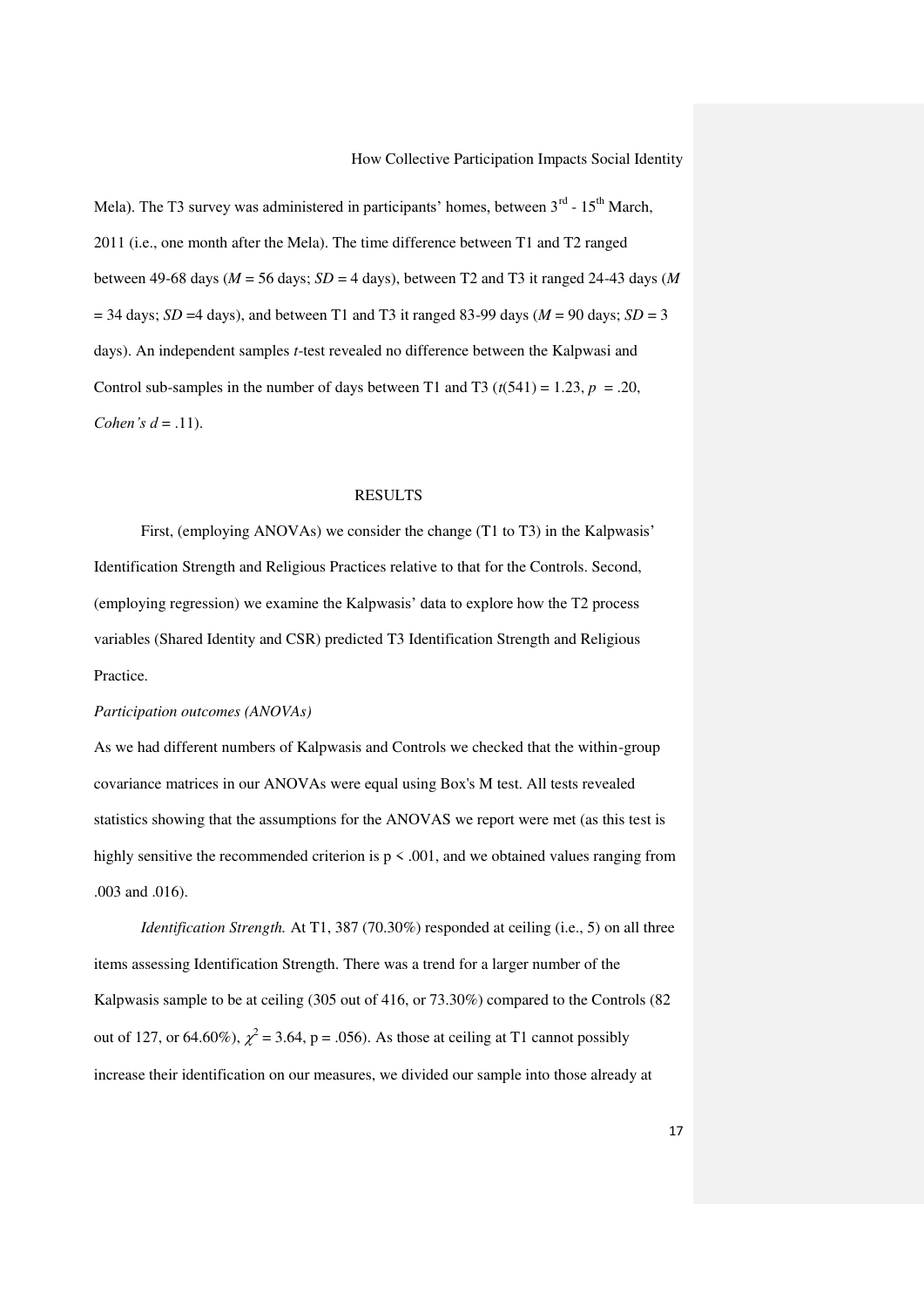Mela). The T3 survey was administered in participants' homes, between 3rd - 15th March, 2011 (i.e., one month after the Mela). The time difference between T1 and T2 ranged between 49-68 days ($M$ = 56 days; $SD$ = 4 days), between T2 and T3 it ranged 24-43 days ($M$ = 34 days; $SD$ =4 days), and between T1 and T3 it ranged 83-99 days ($M$ = 90 days; $SD$ = 3 days). An independent samples $t$-test revealed no difference between the Kalpwasi and Control sub-samples in the number of days between T1 and T3 ($t(541) = 1.23$, $p = .20$, *Cohen's d* = .11).

## RESULTS

First, (employing ANOVAs) we consider the change (T1 to T3) in the Kalpwasis' Identification Strength and Religious Practices relative to that for the Controls. Second, (employing regression) we examine the Kalpwasis' data to explore how the T2 process variables (Shared Identity and CSR) predicted T3 Identification Strength and Religious Practice.

*Participation outcomes (ANOVAs)*

As we had different numbers of Kalpwasis and Controls we checked that the within-group covariance matrices in our ANOVAs were equal using Box's M test. All tests revealed statistics showing that the assumptions for the ANOVAS we report were met (as this test is highly sensitive the recommended criterion is $p < .001$, and we obtained values ranging from .003 and .016).

*Identification Strength.* At T1, 387 (70.30%) responded at ceiling (i.e., 5) on all three items assessing Identification Strength. There was a trend for a larger number of the Kalpwasis sample to be at ceiling (305 out of 416, or 73.30%) compared to the Controls (82 out of 127, or 64.60%), $\chi^2 = 3.64$, $p = .056$). As those at ceiling at T1 cannot possibly increase their identification on our measures, we divided our sample into those already at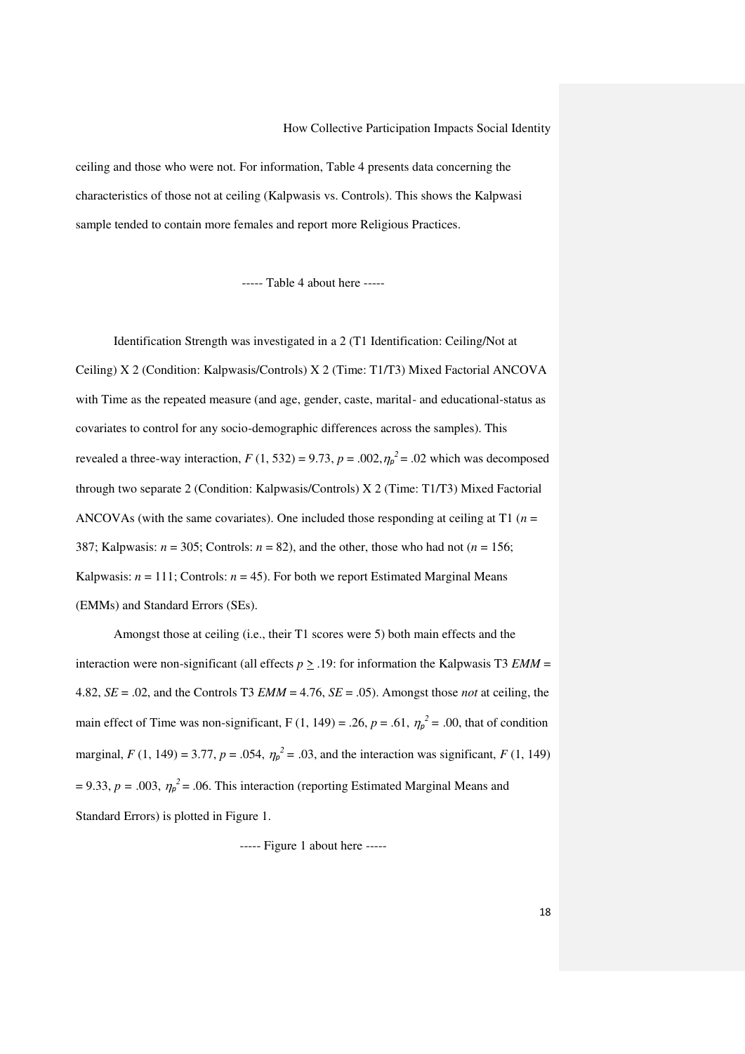ceiling and those who were not. For information, Table 4 presents data concerning the characteristics of those not at ceiling (Kalpwasis vs. Controls). This shows the Kalpwasi sample tended to contain more females and report more Religious Practices.

----- Table 4 about here -----

Identification Strength was investigated in a 2 (T1 Identification: Ceiling/Not at Ceiling) X 2 (Condition: Kalpwasis/Controls) X 2 (Time: T1/T3) Mixed Factorial ANCOVA with Time as the repeated measure (and age, gender, caste, marital- and educational-status as covariates to control for any socio-demographic differences across the samples). This revealed a three-way interaction, $F$ (1, 532) = 9.73, $p$ = .002, $\eta_p^2$ = .02 which was decomposed through two separate 2 (Condition: Kalpwasis/Controls) X 2 (Time: T1/T3) Mixed Factorial ANCOVAs (with the same covariates). One included those responding at ceiling at T1 ($n$ = 387; Kalpwasis: $n$ = 305; Controls: $n$ = 82), and the other, those who had not ($n$ = 156; Kalpwasis: $n$ = 111; Controls: $n$ = 45). For both we report Estimated Marginal Means (EMMs) and Standard Errors (SEs).

Amongst those at ceiling (i.e., their T1 scores were 5) both main effects and the interaction were non-significant (all effects $p \geq .19$: for information the Kalpwasis T3 *EMM* = 4.82, *SE* = .02, and the Controls T3 *EMM* = 4.76, *SE* = .05). Amongst those *not* at ceiling, the main effect of Time was non-significant, F (1, 149) = .26, $p$ = .61, $\eta_p^2$ = .00, that of condition marginal, $F$ (1, 149) = 3.77, $p$ = .054, $\eta_p^2$ = .03, and the interaction was significant, $F$ (1, 149) = 9.33, $p$ = .003, $\eta_p^2$ = .06. This interaction (reporting Estimated Marginal Means and Standard Errors) is plotted in Figure 1.

----- Figure 1 about here -----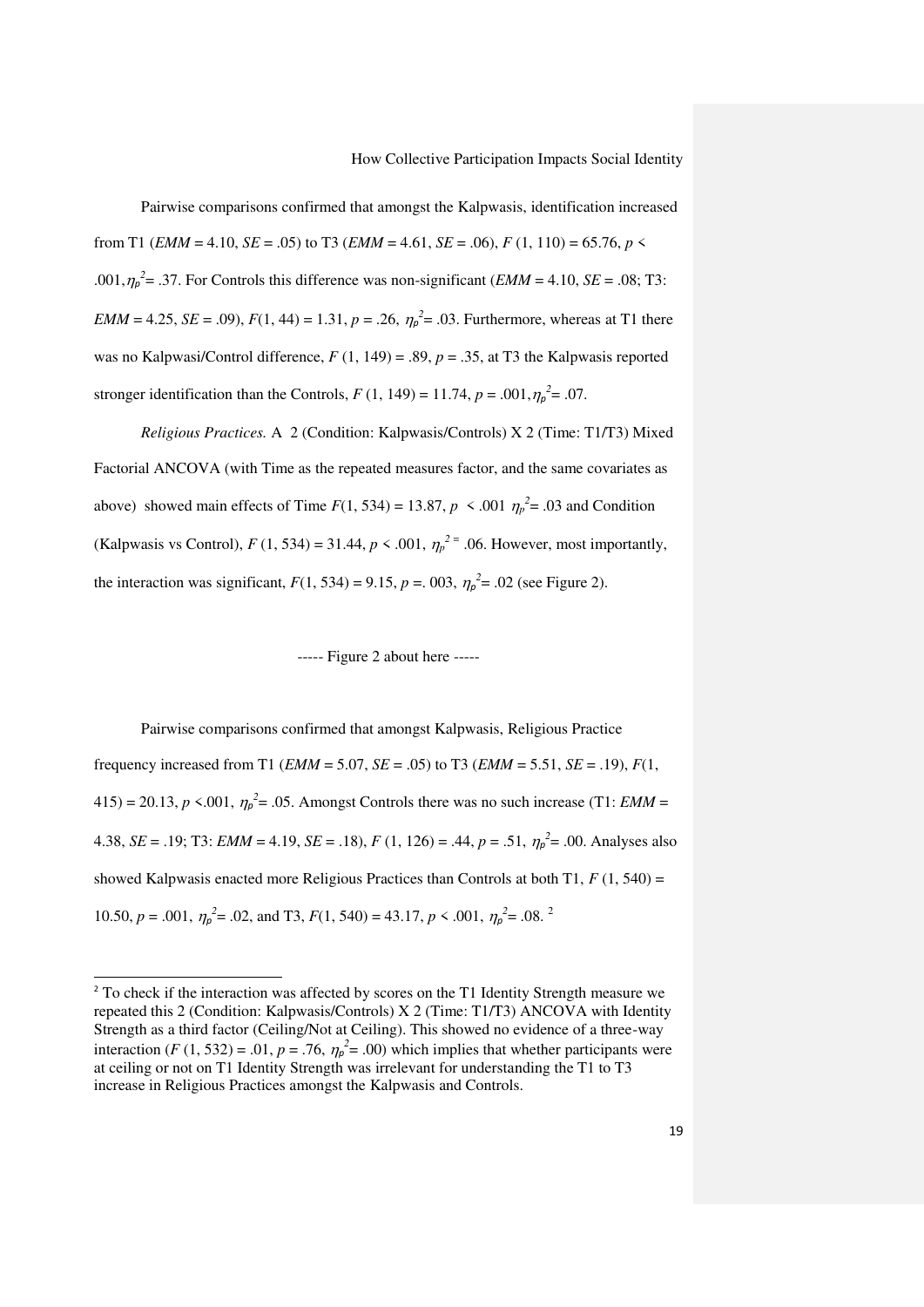Pairwise comparisons confirmed that amongst the Kalpwasis, identification increased from T1 (*EMM* = 4.10, *SE* = .05) to T3 (*EMM* = 4.61, *SE* = .06), $F$ (1, 110) = 65.76, $p <$ .001, $\eta_p^2 = .37$. For Controls this difference was non-significant (*EMM* = 4.10, *SE* = .08; T3: *EMM* = 4.25, *SE* = .09), $F$(1, 44) = 1.31, $p$ = .26, $\eta_p^2 = .03$. Furthermore, whereas at T1 there was no Kalpwasi/Control difference, $F$ (1, 149) = .89, $p$ = .35, at T3 the Kalpwasis reported stronger identification than the Controls, $F$ (1, 149) = 11.74, $p$ = .001, $\eta_p^2 = .07$.

*Religious Practices.* A 2 (Condition: Kalpwasis/Controls) X 2 (Time: T1/T3) Mixed Factorial ANCOVA (with Time as the repeated measures factor, and the same covariates as above) showed main effects of Time $F$(1, 534) = 13.87, $p < .001$ $\eta_p^2 = .03$ and Condition (Kalpwasis vs Control), $F$ (1, 534) = 31.44, $p < .001$, $\eta_p^2 = .06$. However, most importantly, the interaction was significant, $F$(1, 534) = 9.15, $p$ =. 003, $\eta_p^2 = .02$ (see Figure 2).

----- Figure 2 about here -----

Pairwise comparisons confirmed that amongst Kalpwasis, Religious Practice frequency increased from T1 (*EMM* = 5.07, *SE* = .05) to T3 (*EMM* = 5.51, *SE* = .19), $F$(1, 415) = 20.13, $p < .001$, $\eta_p^2 = .05$. Amongst Controls there was no such increase (T1: *EMM* = 4.38, *SE* = .19; T3: *EMM* = 4.19, *SE* = .18), $F$ (1, 126) = .44, $p$ = .51, $\eta_p^2 = .00$. Analyses also showed Kalpwasis enacted more Religious Practices than Controls at both T1, $F$ (1, 540) = 10.50, $p$ = .001, $\eta_p^2 = .02$, and T3, $F$(1, 540) = 43.17, $p < .001$, $\eta_p^2 = .08$. [2]

[2] To check if the interaction was affected by scores on the T1 Identity Strength measure we repeated this 2 (Condition: Kalpwasis/Controls) X 2 (Time: T1/T3) ANCOVA with Identity Strength as a third factor (Ceiling/Not at Ceiling). This showed no evidence of a three-way interaction ($F$ (1, 532) = .01, $p$ = .76, $\eta_p^2 = .00$) which implies that whether participants were at ceiling or not on T1 Identity Strength was irrelevant for understanding the T1 to T3 increase in Religious Practices amongst the Kalpwasis and Controls.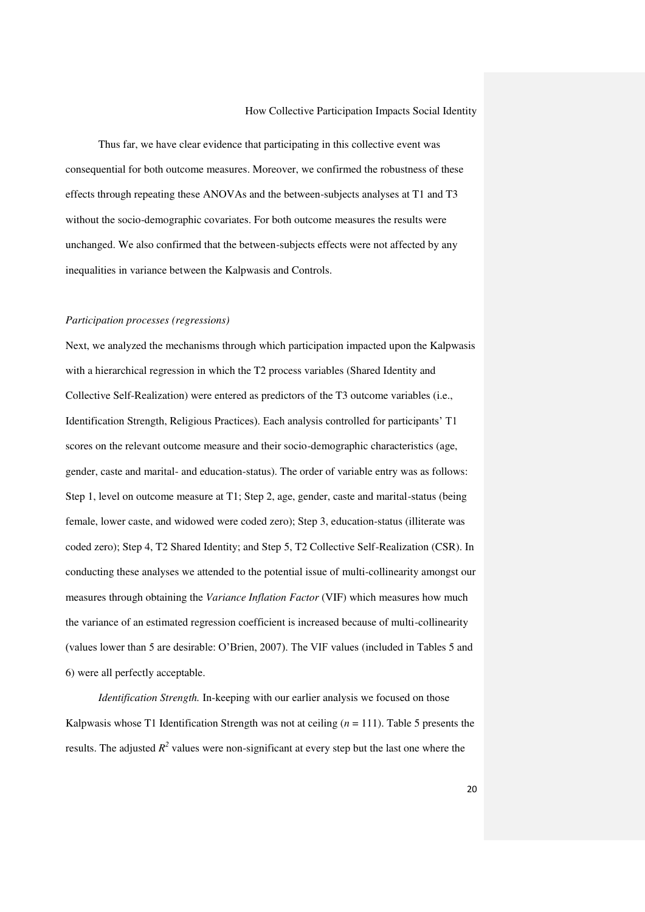Thus far, we have clear evidence that participating in this collective event was consequential for both outcome measures. Moreover, we confirmed the robustness of these effects through repeating these ANOVAs and the between-subjects analyses at T1 and T3 without the socio-demographic covariates. For both outcome measures the results were unchanged. We also confirmed that the between-subjects effects were not affected by any inequalities in variance between the Kalpwasis and Controls.

*Participation processes (regressions)*

Next, we analyzed the mechanisms through which participation impacted upon the Kalpwasis with a hierarchical regression in which the T2 process variables (Shared Identity and Collective Self-Realization) were entered as predictors of the T3 outcome variables (i.e., Identification Strength, Religious Practices). Each analysis controlled for participants' T1 scores on the relevant outcome measure and their socio-demographic characteristics (age, gender, caste and marital- and education-status). The order of variable entry was as follows: Step 1, level on outcome measure at T1; Step 2, age, gender, caste and marital-status (being female, lower caste, and widowed were coded zero); Step 3, education-status (illiterate was coded zero); Step 4, T2 Shared Identity; and Step 5, T2 Collective Self-Realization (CSR). In conducting these analyses we attended to the potential issue of multi-collinearity amongst our measures through obtaining the *Variance Inflation Factor* (VIF) which measures how much the variance of an estimated regression coefficient is increased because of multi-collinearity (values lower than 5 are desirable: O'Brien, 2007). The VIF values (included in Tables 5 and 6) were all perfectly acceptable.

*Identification Strength.* In-keeping with our earlier analysis we focused on those Kalpwasis whose T1 Identification Strength was not at ceiling ($n$ = 111). Table 5 presents the results. The adjusted $R^2$ values were non-significant at every step but the last one where the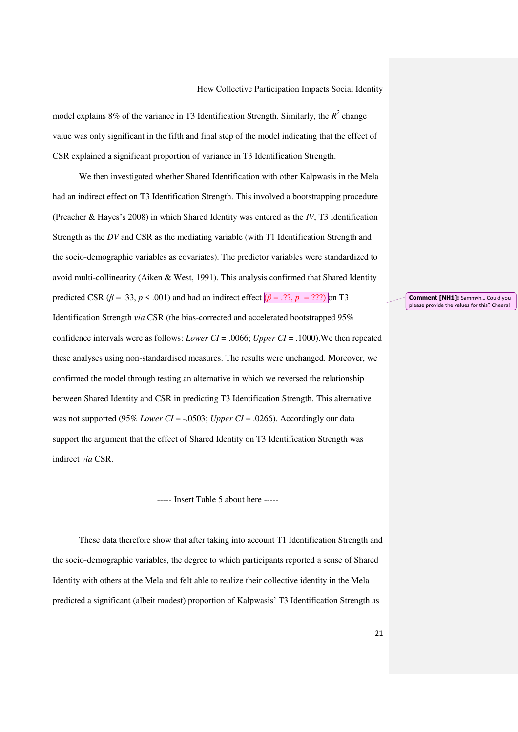model explains 8% of the variance in T3 Identification Strength. Similarly, the $R^2$ change value was only significant in the fifth and final step of the model indicating that the effect of CSR explained a significant proportion of variance in T3 Identification Strength.

We then investigated whether Shared Identification with other Kalpwasis in the Mela had an indirect effect on T3 Identification Strength. This involved a bootstrapping procedure (Preacher & Hayes's 2008) in which Shared Identity was entered as the *IV*, T3 Identification Strength as the *DV* and CSR as the mediating variable (with T1 Identification Strength and the socio-demographic variables as covariates). The predictor variables were standardized to avoid multi-collinearity (Aiken & West, 1991). This analysis confirmed that Shared Identity predicted CSR ($\beta = .33$, $p < .001$) and had an indirect effect ($\beta$ = .??, $p$ = ???) on T3 Identification Strength *via* CSR (the bias-corrected and accelerated bootstrapped 95% confidence intervals were as follows: *Lower CI* = .0066; *Upper CI* = .1000).We then repeated these analyses using non-standardised measures. The results were unchanged. Moreover, we confirmed the model through testing an alternative in which we reversed the relationship between Shared Identity and CSR in predicting T3 Identification Strength. This alternative was not supported (95% *Lower CI* = -.0503; *Upper CI* = .0266). Accordingly our data support the argument that the effect of Shared Identity on T3 Identification Strength was indirect *via* CSR.

**Comment [NH1]:** Sammyh... Could you please provide the values for this? Cheers!

----- Insert Table 5 about here -----

These data therefore show that after taking into account T1 Identification Strength and the socio-demographic variables, the degree to which participants reported a sense of Shared Identity with others at the Mela and felt able to realize their collective identity in the Mela predicted a significant (albeit modest) proportion of Kalpwasis' T3 Identification Strength as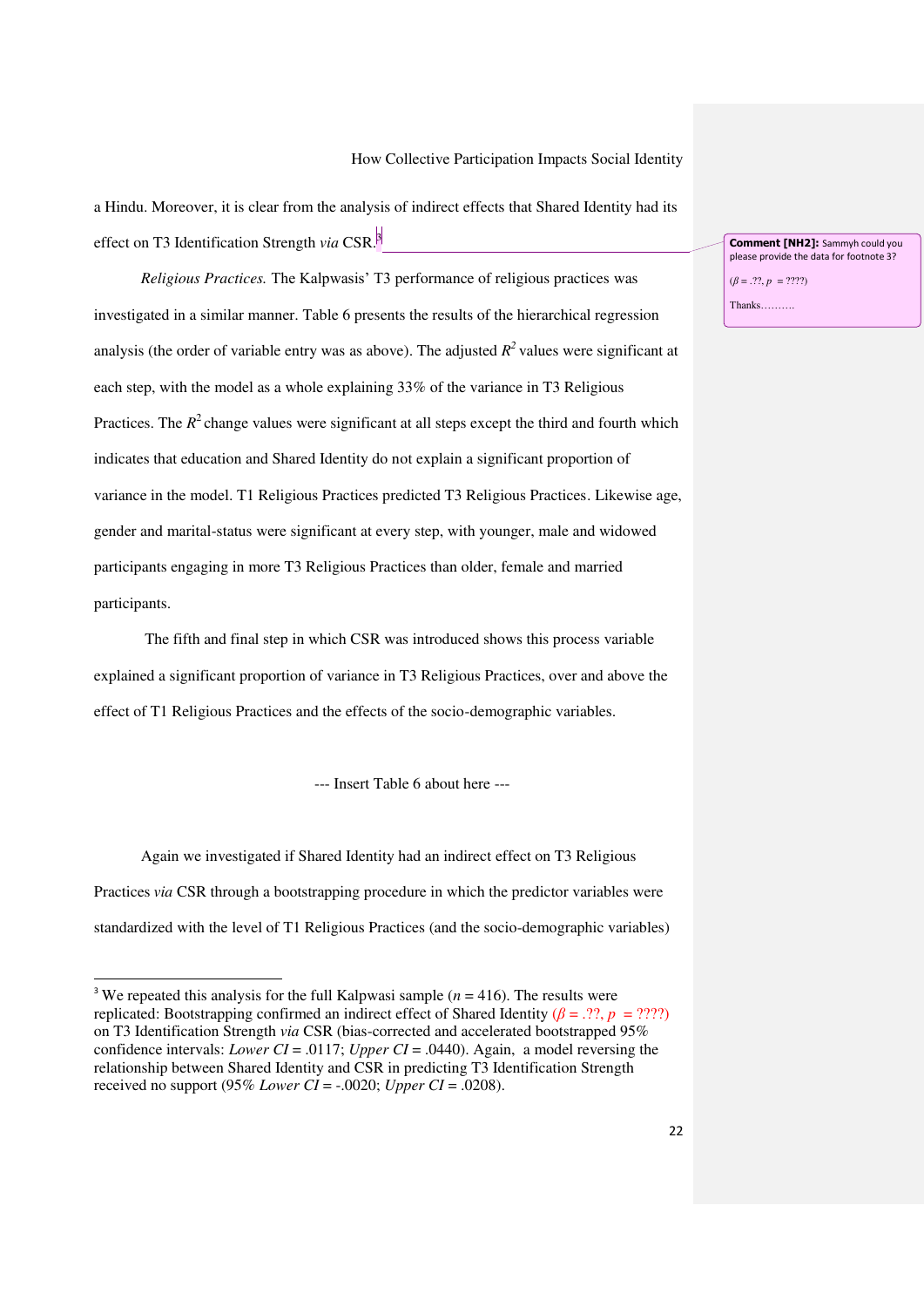a Hindu. Moreover, it is clear from the analysis of indirect effects that Shared Identity had its effect on T3 Identification Strength *via* CSR.[3]

> **Comment [NH2]:** Sammyh could you please provide the data for footnote 3?
>
> ($\beta$ = .??, $p$ = ????)
>
> Thanks……….

*Religious Practices.* The Kalpwasis' T3 performance of religious practices was investigated in a similar manner. Table 6 presents the results of the hierarchical regression analysis (the order of variable entry was as above). The adjusted $R^2$ values were significant at each step, with the model as a whole explaining 33% of the variance in T3 Religious Practices. The $R^2$ change values were significant at all steps except the third and fourth which indicates that education and Shared Identity do not explain a significant proportion of variance in the model. T1 Religious Practices predicted T3 Religious Practices. Likewise age, gender and marital-status were significant at every step, with younger, male and widowed participants engaging in more T3 Religious Practices than older, female and married participants.

The fifth and final step in which CSR was introduced shows this process variable explained a significant proportion of variance in T3 Religious Practices, over and above the effect of T1 Religious Practices and the effects of the socio-demographic variables.

--- Insert Table 6 about here ---

Again we investigated if Shared Identity had an indirect effect on T3 Religious Practices *via* CSR through a bootstrapping procedure in which the predictor variables were standardized with the level of T1 Religious Practices (and the socio-demographic variables)

---

[3] We repeated this analysis for the full Kalpwasi sample ($n$ = 416). The results were replicated: Bootstrapping confirmed an indirect effect of Shared Identity ($\beta$ = .??, $p$ = ????) on T3 Identification Strength *via* CSR (bias-corrected and accelerated bootstrapped 95% confidence intervals: *Lower CI* = .0117; *Upper CI* = .0440). Again, a model reversing the relationship between Shared Identity and CSR in predicting T3 Identification Strength received no support (95% *Lower CI* = -.0020; *Upper CI* = .0208).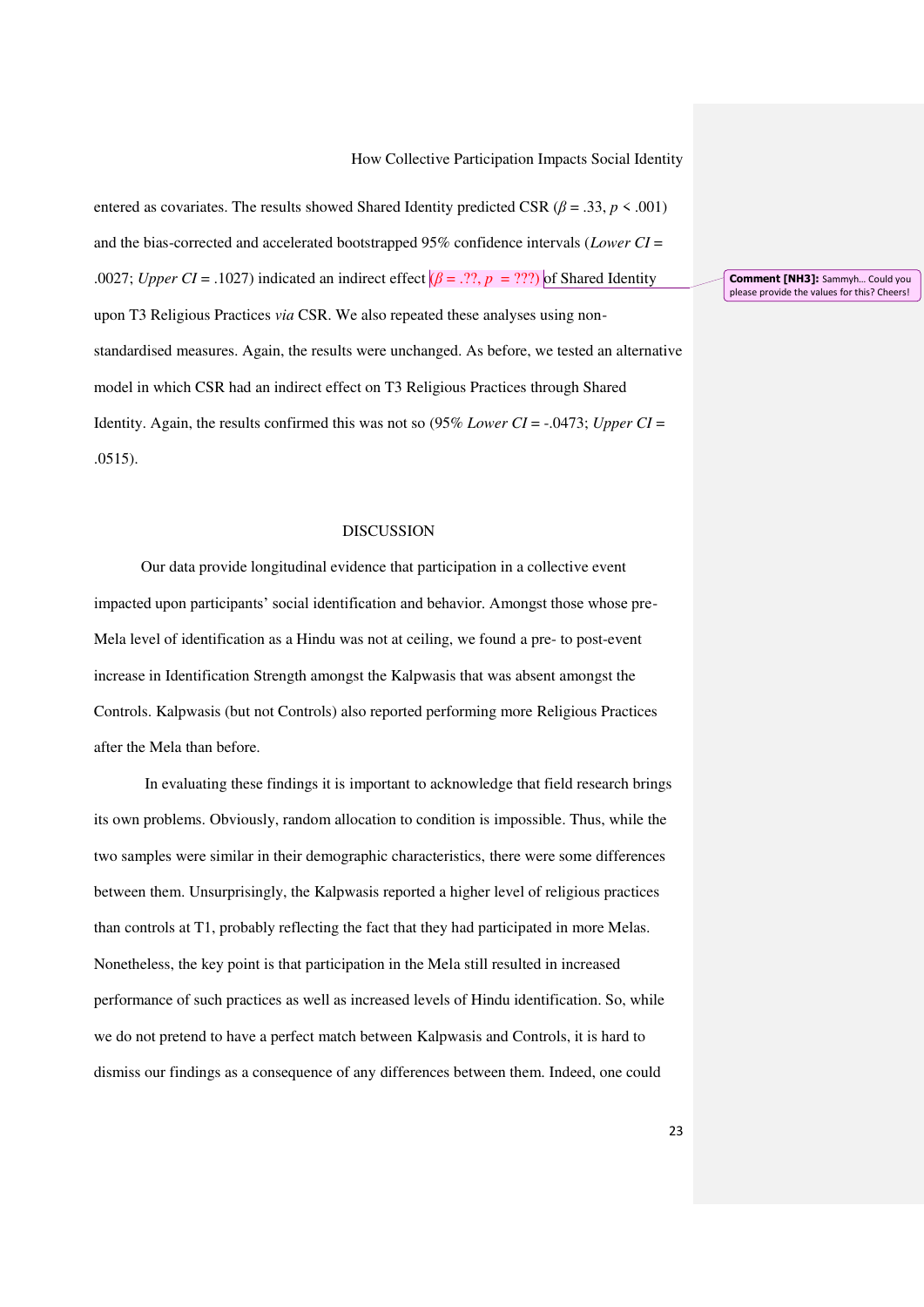entered as covariates. The results showed Shared Identity predicted CSR ($\beta = .33$, $p < .001$) and the bias-corrected and accelerated bootstrapped 95% confidence intervals (*Lower CI* = .0027; *Upper CI* = .1027) indicated an indirect effect ($\beta = .??$, $p = ???$) of Shared Identity upon T3 Religious Practices *via* CSR. We also repeated these analyses using non-standardised measures. Again, the results were unchanged. As before, we tested an alternative model in which CSR had an indirect effect on T3 Religious Practices through Shared Identity. Again, the results confirmed this was not so (95% *Lower CI* = -.0473; *Upper CI* = .0515).

**Comment [NH3]:** Sammyh... Could you please provide the values for this? Cheers!

## DISCUSSION

Our data provide longitudinal evidence that participation in a collective event impacted upon participants' social identification and behavior. Amongst those whose pre-Mela level of identification as a Hindu was not at ceiling, we found a pre- to post-event increase in Identification Strength amongst the Kalpwasis that was absent amongst the Controls. Kalpwasis (but not Controls) also reported performing more Religious Practices after the Mela than before.

In evaluating these findings it is important to acknowledge that field research brings its own problems. Obviously, random allocation to condition is impossible. Thus, while the two samples were similar in their demographic characteristics, there were some differences between them. Unsurprisingly, the Kalpwasis reported a higher level of religious practices than controls at T1, probably reflecting the fact that they had participated in more Melas. Nonetheless, the key point is that participation in the Mela still resulted in increased performance of such practices as well as increased levels of Hindu identification. So, while we do not pretend to have a perfect match between Kalpwasis and Controls, it is hard to dismiss our findings as a consequence of any differences between them. Indeed, one could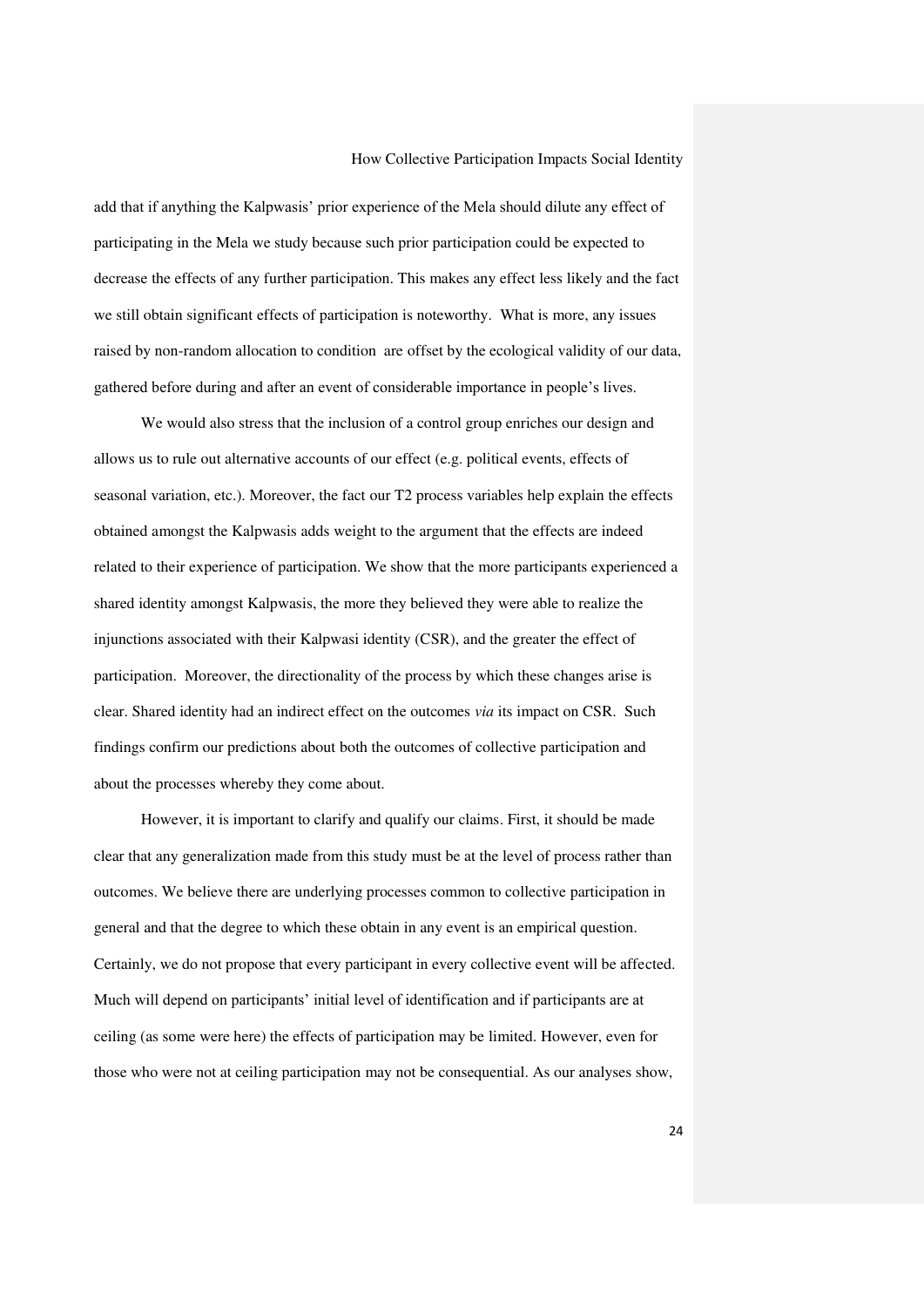add that if anything the Kalpwasis' prior experience of the Mela should dilute any effect of participating in the Mela we study because such prior participation could be expected to decrease the effects of any further participation. This makes any effect less likely and the fact we still obtain significant effects of participation is noteworthy. What is more, any issues raised by non-random allocation to condition are offset by the ecological validity of our data, gathered before during and after an event of considerable importance in people's lives.

We would also stress that the inclusion of a control group enriches our design and allows us to rule out alternative accounts of our effect (e.g. political events, effects of seasonal variation, etc.). Moreover, the fact our T2 process variables help explain the effects obtained amongst the Kalpwasis adds weight to the argument that the effects are indeed related to their experience of participation. We show that the more participants experienced a shared identity amongst Kalpwasis, the more they believed they were able to realize the injunctions associated with their Kalpwasi identity (CSR), and the greater the effect of participation. Moreover, the directionality of the process by which these changes arise is clear. Shared identity had an indirect effect on the outcomes *via* its impact on CSR. Such findings confirm our predictions about both the outcomes of collective participation and about the processes whereby they come about.

However, it is important to clarify and qualify our claims. First, it should be made clear that any generalization made from this study must be at the level of process rather than outcomes. We believe there are underlying processes common to collective participation in general and that the degree to which these obtain in any event is an empirical question. Certainly, we do not propose that every participant in every collective event will be affected. Much will depend on participants' initial level of identification and if participants are at ceiling (as some were here) the effects of participation may be limited. However, even for those who were not at ceiling participation may not be consequential. As our analyses show,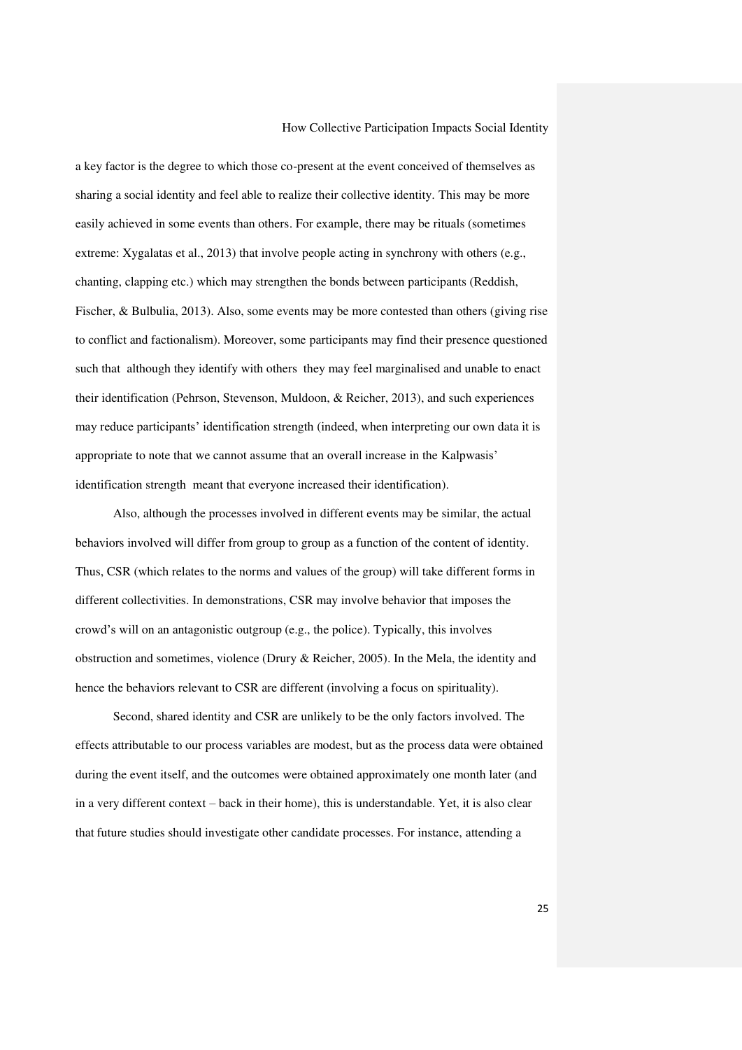a key factor is the degree to which those co-present at the event conceived of themselves as sharing a social identity and feel able to realize their collective identity. This may be more easily achieved in some events than others. For example, there may be rituals (sometimes extreme: Xygalatas et al., 2013) that involve people acting in synchrony with others (e.g., chanting, clapping etc.) which may strengthen the bonds between participants (Reddish, Fischer, & Bulbulia, 2013). Also, some events may be more contested than others (giving rise to conflict and factionalism). Moreover, some participants may find their presence questioned such that although they identify with others they may feel marginalised and unable to enact their identification (Pehrson, Stevenson, Muldoon, & Reicher, 2013), and such experiences may reduce participants' identification strength (indeed, when interpreting our own data it is appropriate to note that we cannot assume that an overall increase in the Kalpwasis' identification strength meant that everyone increased their identification).

Also, although the processes involved in different events may be similar, the actual behaviors involved will differ from group to group as a function of the content of identity. Thus, CSR (which relates to the norms and values of the group) will take different forms in different collectivities. In demonstrations, CSR may involve behavior that imposes the crowd's will on an antagonistic outgroup (e.g., the police). Typically, this involves obstruction and sometimes, violence (Drury & Reicher, 2005). In the Mela, the identity and hence the behaviors relevant to CSR are different (involving a focus on spirituality).

Second, shared identity and CSR are unlikely to be the only factors involved. The effects attributable to our process variables are modest, but as the process data were obtained during the event itself, and the outcomes were obtained approximately one month later (and in a very different context – back in their home), this is understandable. Yet, it is also clear that future studies should investigate other candidate processes. For instance, attending a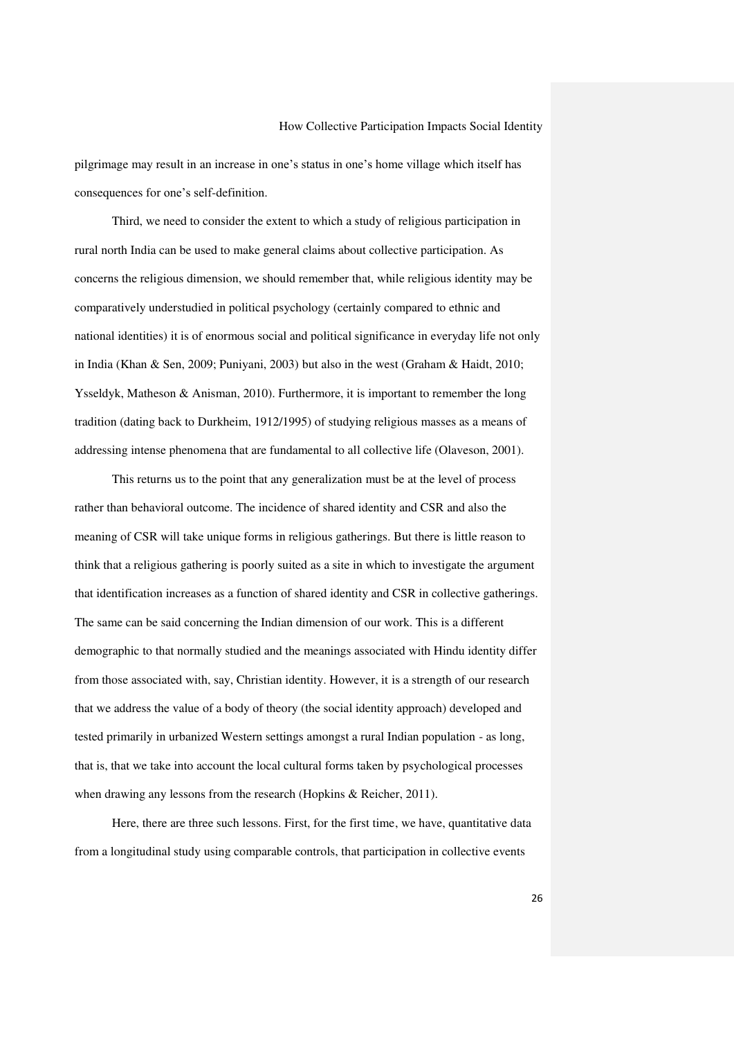pilgrimage may result in an increase in one's status in one's home village which itself has consequences for one's self-definition.

Third, we need to consider the extent to which a study of religious participation in rural north India can be used to make general claims about collective participation. As concerns the religious dimension, we should remember that, while religious identity may be comparatively understudied in political psychology (certainly compared to ethnic and national identities) it is of enormous social and political significance in everyday life not only in India (Khan & Sen, 2009; Puniyani, 2003) but also in the west (Graham & Haidt, 2010; Ysseldyk, Matheson & Anisman, 2010). Furthermore, it is important to remember the long tradition (dating back to Durkheim, 1912/1995) of studying religious masses as a means of addressing intense phenomena that are fundamental to all collective life (Olaveson, 2001).

This returns us to the point that any generalization must be at the level of process rather than behavioral outcome. The incidence of shared identity and CSR and also the meaning of CSR will take unique forms in religious gatherings. But there is little reason to think that a religious gathering is poorly suited as a site in which to investigate the argument that identification increases as a function of shared identity and CSR in collective gatherings. The same can be said concerning the Indian dimension of our work. This is a different demographic to that normally studied and the meanings associated with Hindu identity differ from those associated with, say, Christian identity. However, it is a strength of our research that we address the value of a body of theory (the social identity approach) developed and tested primarily in urbanized Western settings amongst a rural Indian population - as long, that is, that we take into account the local cultural forms taken by psychological processes when drawing any lessons from the research (Hopkins & Reicher, 2011).

Here, there are three such lessons. First, for the first time, we have, quantitative data from a longitudinal study using comparable controls, that participation in collective events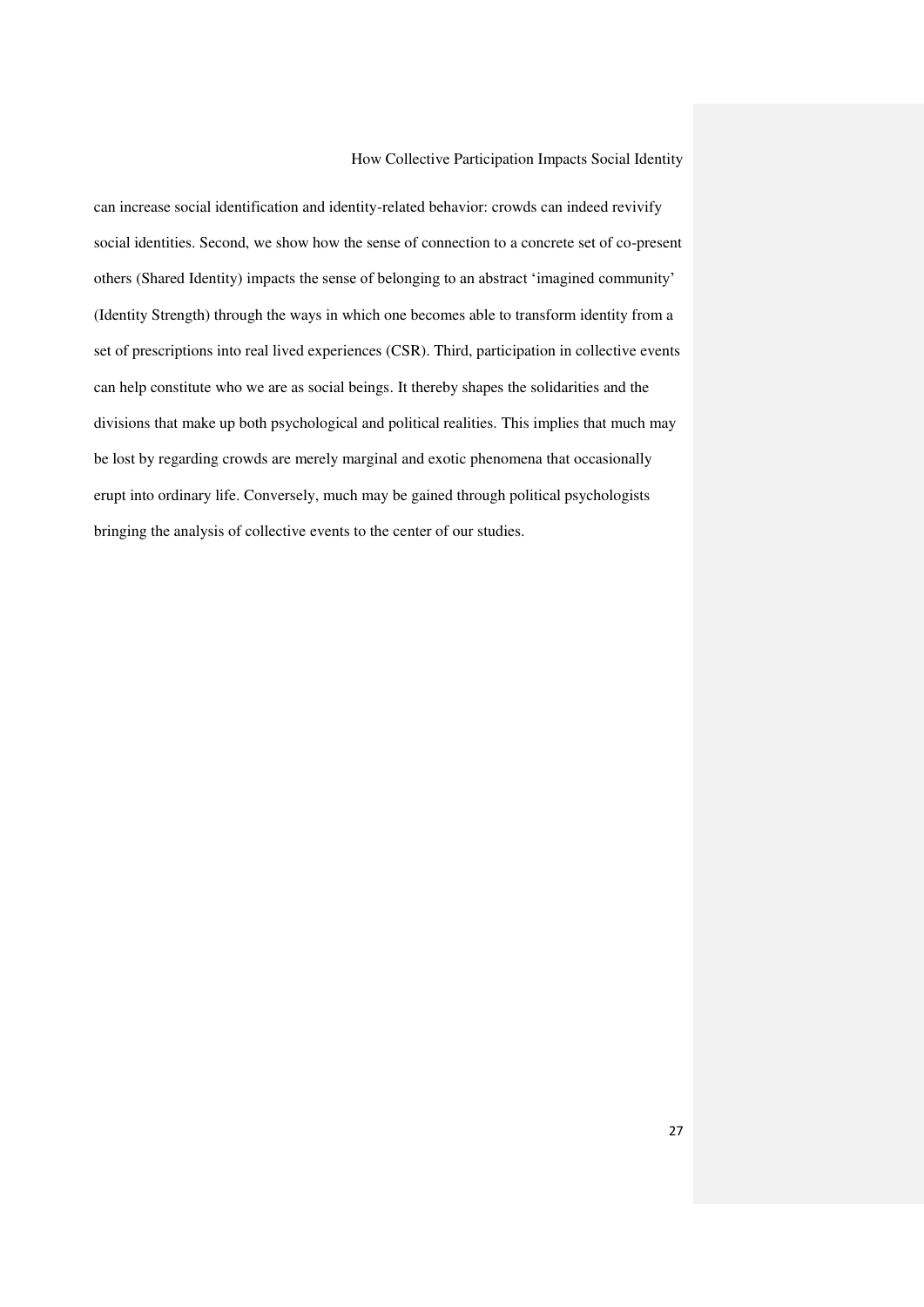can increase social identification and identity-related behavior: crowds can indeed revivify social identities. Second, we show how the sense of connection to a concrete set of co-present others (Shared Identity) impacts the sense of belonging to an abstract 'imagined community' (Identity Strength) through the ways in which one becomes able to transform identity from a set of prescriptions into real lived experiences (CSR). Third, participation in collective events can help constitute who we are as social beings. It thereby shapes the solidarities and the divisions that make up both psychological and political realities. This implies that much may be lost by regarding crowds are merely marginal and exotic phenomena that occasionally erupt into ordinary life. Conversely, much may be gained through political psychologists bringing the analysis of collective events to the center of our studies.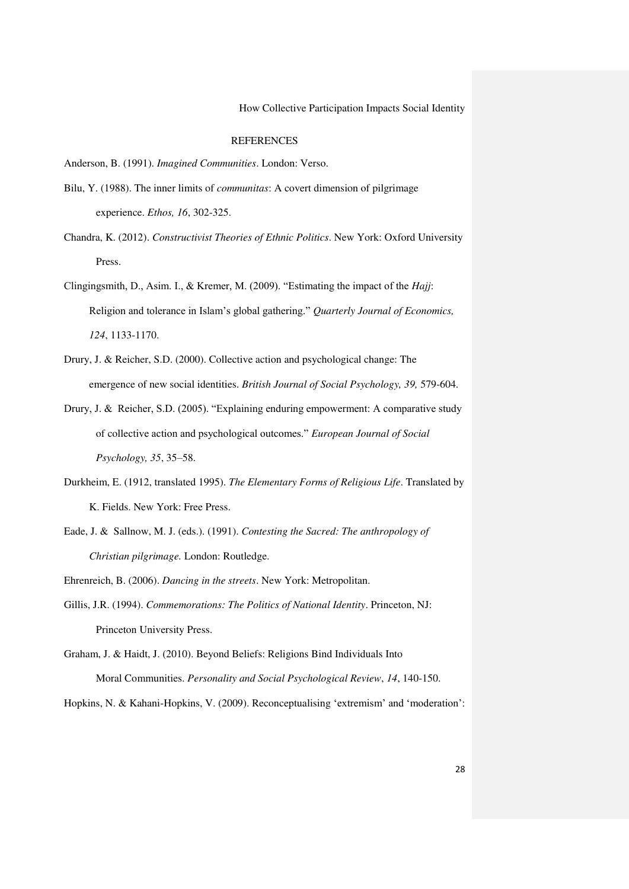## REFERENCES

Anderson, B. (1991). *Imagined Communities*. London: Verso.

Bilu, Y. (1988). The inner limits of *communitas*: A covert dimension of pilgrimage experience. *Ethos, 16*, 302-325.

Chandra, K. (2012). *Constructivist Theories of Ethnic Politics*. New York: Oxford University Press.

Clingingsmith, D., Asim. I., & Kremer, M. (2009). "Estimating the impact of the *Hajj*: Religion and tolerance in Islam's global gathering." *Quarterly Journal of Economics, 124*, 1133-1170.

Drury, J. & Reicher, S.D. (2000). Collective action and psychological change: The emergence of new social identities. *British Journal of Social Psychology, 39,* 579-604.

Drury, J. & Reicher, S.D. (2005). "Explaining enduring empowerment: A comparative study of collective action and psychological outcomes." *European Journal of Social Psychology, 35*, 35–58.

Durkheim, E. (1912, translated 1995). *The Elementary Forms of Religious Life*. Translated by K. Fields. New York: Free Press.

Eade, J. & Sallnow, M. J. (eds.). (1991). *Contesting the Sacred: The anthropology of Christian pilgrimage.* London: Routledge.

Ehrenreich, B. (2006). *Dancing in the streets*. New York: Metropolitan.

Gillis, J.R. (1994). *Commemorations: The Politics of National Identity*. Princeton, NJ: Princeton University Press.

Graham, J. & Haidt, J. (2010). Beyond Beliefs: Religions Bind Individuals Into Moral Communities. *Personality and Social Psychological Review*, *14*, 140-150.

Hopkins, N. & Kahani-Hopkins, V. (2009). Reconceptualising 'extremism' and 'moderation':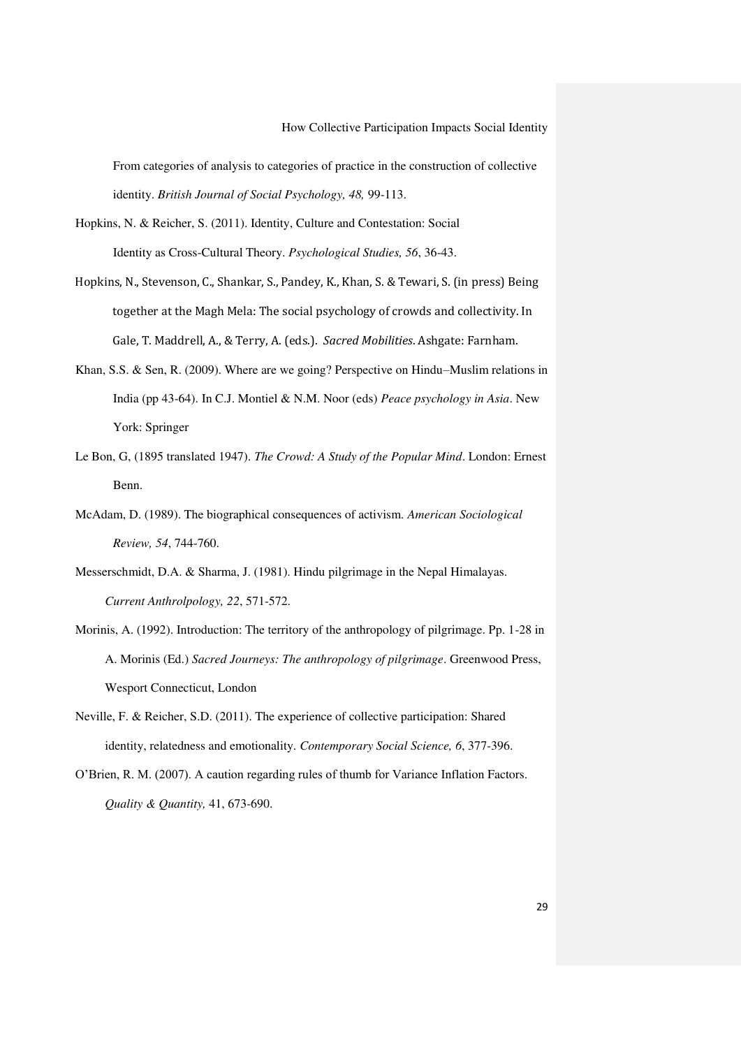From categories of analysis to categories of practice in the construction of collective identity. *British Journal of Social Psychology, 48,* 99-113.

Hopkins, N. & Reicher, S. (2011). Identity, Culture and Contestation: Social Identity as Cross-Cultural Theory. *Psychological Studies, 56*, 36-43.

Hopkins, N., Stevenson, C., Shankar, S., Pandey, K., Khan, S. & Tewari, S. (in press) Being together at the Magh Mela: The social psychology of crowds and collectivity. In Gale, T. Maddrell, A., & Terry, A. (eds.). *Sacred Mobilities*. Ashgate: Farnham.

Khan, S.S. & Sen, R. (2009). Where are we going? Perspective on Hindu–Muslim relations in India (pp 43-64). In C.J. Montiel & N.M. Noor (eds) *Peace psychology in Asia*. New York: Springer

Le Bon, G, (1895 translated 1947). *The Crowd: A Study of the Popular Mind*. London: Ernest Benn.

McAdam, D. (1989). The biographical consequences of activism. *American Sociological Review, 54*, 744-760.

Messerschmidt, D.A. & Sharma, J. (1981). Hindu pilgrimage in the Nepal Himalayas. *Current Anthrolpology, 22*, 571-572.

Morinis, A. (1992). Introduction: The territory of the anthropology of pilgrimage. Pp. 1-28 in A. Morinis (Ed.) *Sacred Journeys: The anthropology of pilgrimage*. Greenwood Press, Wesport Connecticut, London

Neville, F. & Reicher, S.D. (2011). The experience of collective participation: Shared identity, relatedness and emotionality. *Contemporary Social Science, 6*, 377-396.

O'Brien, R. M. (2007). A caution regarding rules of thumb for Variance Inflation Factors. *Quality & Quantity,* 41, 673-690.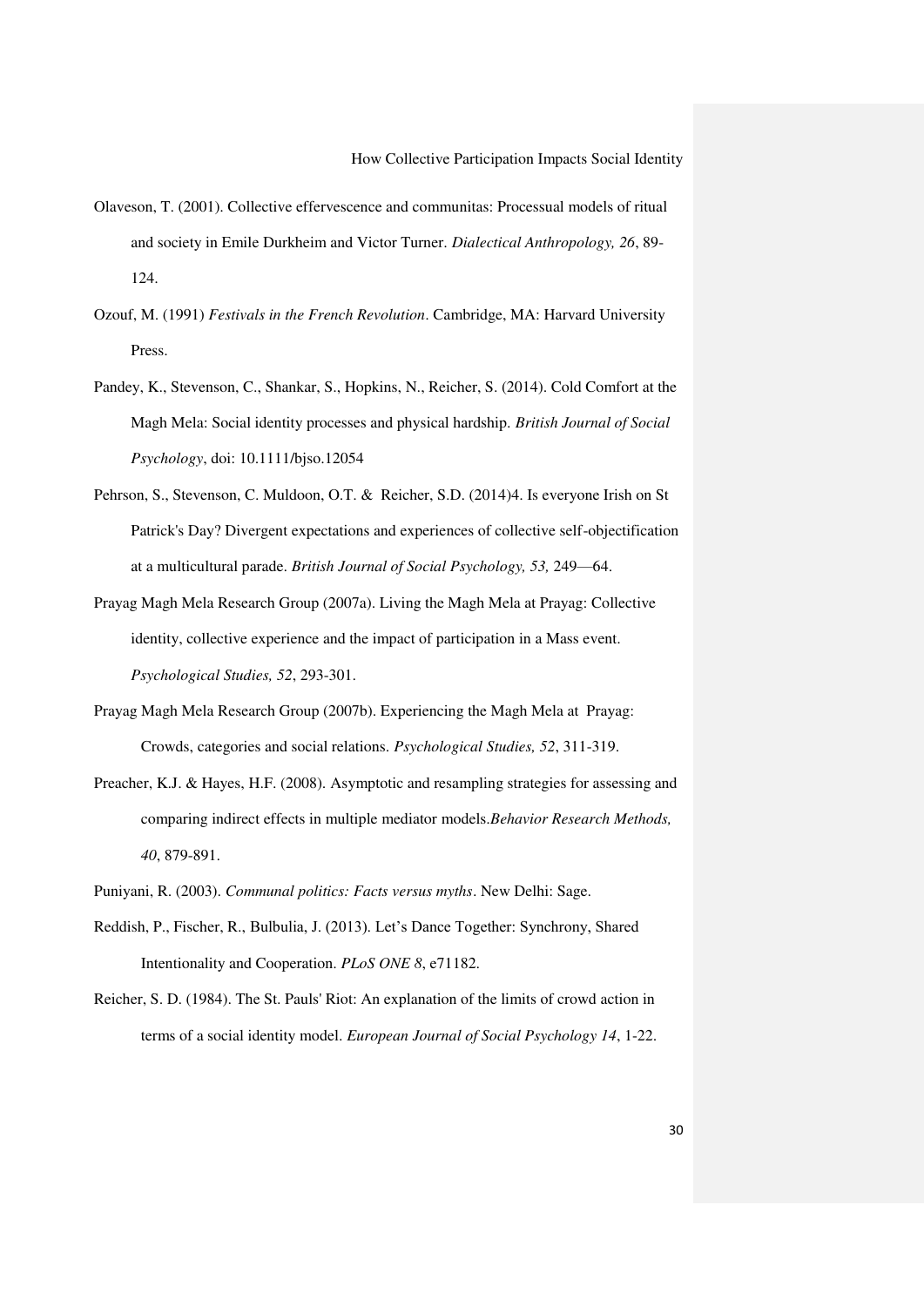Olaveson, T. (2001). Collective effervescence and communitas: Processual models of ritual and society in Emile Durkheim and Victor Turner. *Dialectical Anthropology, 26*, 89-124.

Ozouf, M. (1991) *Festivals in the French Revolution*. Cambridge, MA: Harvard University Press.

Pandey, K., Stevenson, C., Shankar, S., Hopkins, N., Reicher, S. (2014). Cold Comfort at the Magh Mela: Social identity processes and physical hardship. *British Journal of Social Psychology*, doi: 10.1111/bjso.12054

Pehrson, S., Stevenson, C. Muldoon, O.T. & Reicher, S.D. (2014)4. Is everyone Irish on St Patrick's Day? Divergent expectations and experiences of collective self-objectification at a multicultural parade. *British Journal of Social Psychology, 53,* 249—64.

Prayag Magh Mela Research Group (2007a). Living the Magh Mela at Prayag: Collective identity, collective experience and the impact of participation in a Mass event. *Psychological Studies, 52*, 293-301.

Prayag Magh Mela Research Group (2007b). Experiencing the Magh Mela at Prayag: Crowds, categories and social relations. *Psychological Studies, 52*, 311-319.

Preacher, K.J. & Hayes, H.F. (2008). Asymptotic and resampling strategies for assessing and comparing indirect effects in multiple mediator models.*Behavior Research Methods, 40*, 879-891.

Puniyani, R. (2003). *Communal politics: Facts versus myths*. New Delhi: Sage.

Reddish, P., Fischer, R., Bulbulia, J. (2013). Let's Dance Together: Synchrony, Shared Intentionality and Cooperation. *PLoS ONE 8*, e71182.

Reicher, S. D. (1984). The St. Pauls' Riot: An explanation of the limits of crowd action in terms of a social identity model. *European Journal of Social Psychology 14*, 1-22.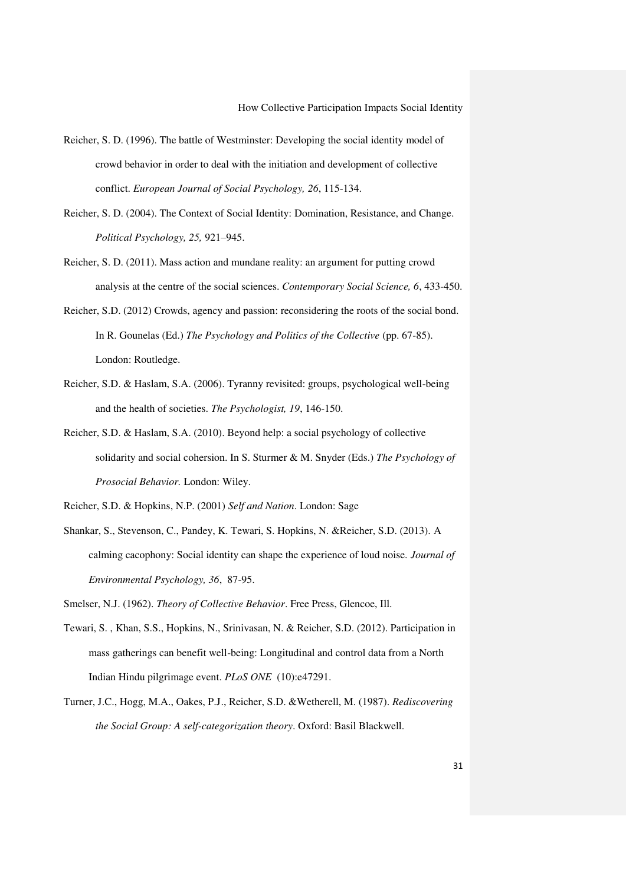Reicher, S. D. (1996). The battle of Westminster: Developing the social identity model of crowd behavior in order to deal with the initiation and development of collective conflict. *European Journal of Social Psychology, 26*, 115-134.

Reicher, S. D. (2004). The Context of Social Identity: Domination, Resistance, and Change. *Political Psychology, 25,* 921–945.

Reicher, S. D. (2011). Mass action and mundane reality: an argument for putting crowd analysis at the centre of the social sciences. *Contemporary Social Science, 6*, 433-450.

Reicher, S.D. (2012) Crowds, agency and passion: reconsidering the roots of the social bond. In R. Gounelas (Ed.) *The Psychology and Politics of the Collective* (pp. 67-85). London: Routledge.

Reicher, S.D. & Haslam, S.A. (2006). Tyranny revisited: groups, psychological well-being and the health of societies. *The Psychologist, 19*, 146-150.

Reicher, S.D. & Haslam, S.A. (2010). Beyond help: a social psychology of collective solidarity and social cohersion. In S. Sturmer & M. Snyder (Eds.) *The Psychology of Prosocial Behavior.* London: Wiley.

Reicher, S.D. & Hopkins, N.P. (2001) *Self and Nation*. London: Sage

Shankar, S., Stevenson, C., Pandey, K. Tewari, S. Hopkins, N. &Reicher, S.D. (2013). A calming cacophony: Social identity can shape the experience of loud noise. *Journal of Environmental Psychology, 36*, 87-95.

Smelser, N.J. (1962). *Theory of Collective Behavior*. Free Press, Glencoe, Ill.

Tewari, S. , Khan, S.S., Hopkins, N., Srinivasan, N. & Reicher, S.D. (2012). Participation in mass gatherings can benefit well-being: Longitudinal and control data from a North Indian Hindu pilgrimage event. *PLoS ONE* (10):e47291.

Turner, J.C., Hogg, M.A., Oakes, P.J., Reicher, S.D. &Wetherell, M. (1987). *Rediscovering the Social Group: A self-categorization theory*. Oxford: Basil Blackwell.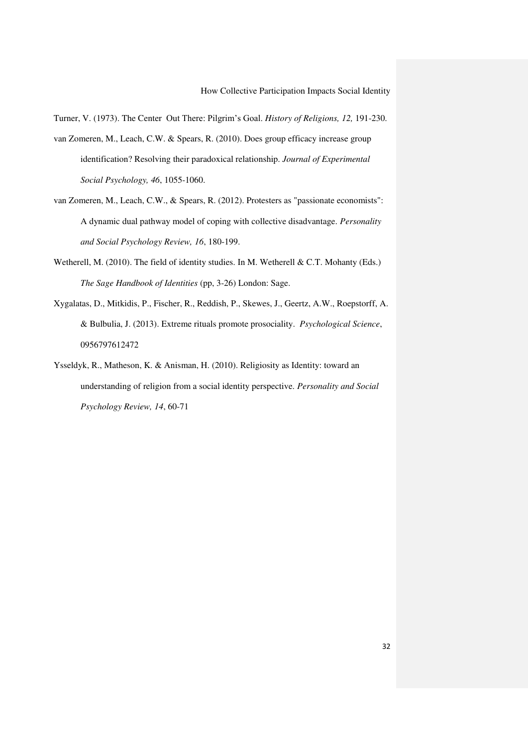Turner, V. (1973). The Center  Out There: Pilgrim's Goal. *History of Religions, 12,* 191-230.

van Zomeren, M., Leach, C.W. & Spears, R. (2010). Does group efficacy increase group identification? Resolving their paradoxical relationship. *Journal of Experimental Social Psychology, 46*, 1055-1060.

van Zomeren, M., Leach, C.W., & Spears, R. (2012). Protesters as "passionate economists": A dynamic dual pathway model of coping with collective disadvantage. *Personality and Social Psychology Review, 16*, 180-199.

Wetherell, M. (2010). The field of identity studies. In M. Wetherell & C.T. Mohanty (Eds.) *The Sage Handbook of Identities* (pp, 3-26) London: Sage.

Xygalatas, D., Mitkidis, P., Fischer, R., Reddish, P., Skewes, J., Geertz, A.W., Roepstorff, A. & Bulbulia, J. (2013). Extreme rituals promote prosociality. *Psychological Science*, 0956797612472

Ysseldyk, R., Matheson, K. & Anisman, H. (2010). Religiosity as Identity: toward an understanding of religion from a social identity perspective. *Personality and Social Psychology Review, 14*, 60-71